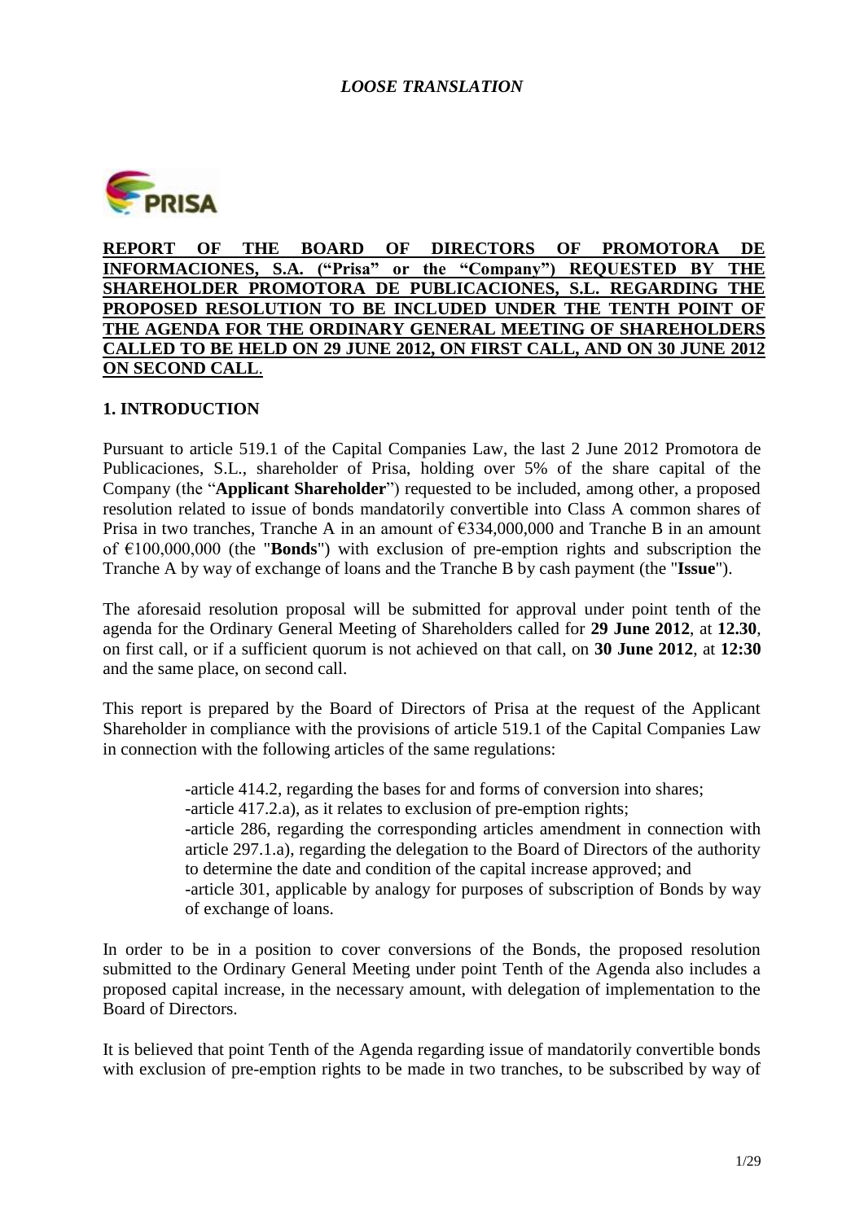*LOOSE TRANSLATION*

**REPORT OF THE BOARD OF DIRECTORS OF PROMOTORA DE INFORMACIONES, S.A. ("Prisa" or the "Company") REQUESTED BY THE SHAREHOLDER PROMOTORA DE PUBLICACIONES, S.L. REGARDING THE PROPOSED RESOLUTION TO BE INCLUDED UNDER THE TENTH POINT OF THE AGENDA FOR THE ORDINARY GENERAL MEETING OF SHAREHOLDERS CALLED TO BE HELD ON 29 JUNE 2012, ON FIRST CALL, AND ON 30 JUNE 2012 ON SECOND CALL**.

## 1. INTRODUCTION

Pursuant to article 519.1 of the Capital Companies Law, the last 2 June 2012 Promotora de Publicaciones, S.L., shareholder of Prisa, holding over 5% of the share capital of the Company (the "**Applicant Shareholder**") requested to be included, among other, a proposed resolution related to issue of bonds mandatorily convertible into Class A common shares of Prisa in two tranches, Tranche A in an amount of €334,000,000 and Tranche B in an amount of €100,000,000 (the "**Bonds**") with exclusion of pre-emption rights and subscription the Tranche A by way of exchange of loans and the Tranche B by cash payment (the "**Issue**").

The aforesaid resolution proposal will be submitted for approval under point tenth of the agenda for the Ordinary General Meeting of Shareholders called for **29 June 2012**, at **12.30**, on first call, or if a sufficient quorum is not achieved on that call, on **30 June 2012**, at **12:30** and the same place, on second call.

This report is prepared by the Board of Directors of Prisa at the request of the Applicant Shareholder in compliance with the provisions of article 519.1 of the Capital Companies Law in connection with the following articles of the same regulations:

-article 414.2, regarding the bases for and forms of conversion into shares;
-article 417.2.a), as it relates to exclusion of pre-emption rights;
-article 286, regarding the corresponding articles amendment in connection with article 297.1.a), regarding the delegation to the Board of Directors of the authority to determine the date and condition of the capital increase approved; and
-article 301, applicable by analogy for purposes of subscription of Bonds by way of exchange of loans.

In order to be in a position to cover conversions of the Bonds, the proposed resolution submitted to the Ordinary General Meeting under point Tenth of the Agenda also includes a proposed capital increase, in the necessary amount, with delegation of implementation to the Board of Directors.

It is believed that point Tenth of the Agenda regarding issue of mandatorily convertible bonds with exclusion of pre-emption rights to be made in two tranches, to be subscribed by way of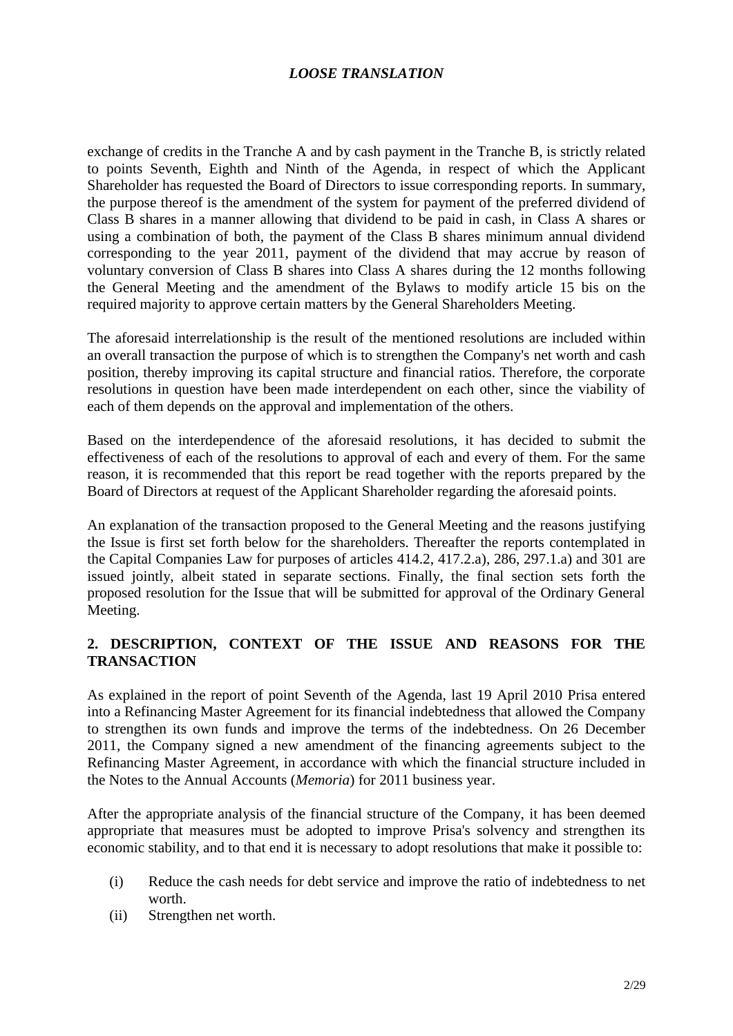exchange of credits in the Tranche A and by cash payment in the Tranche B, is strictly related to points Seventh, Eighth and Ninth of the Agenda, in respect of which the Applicant Shareholder has requested the Board of Directors to issue corresponding reports. In summary, the purpose thereof is the amendment of the system for payment of the preferred dividend of Class B shares in a manner allowing that dividend to be paid in cash, in Class A shares or using a combination of both, the payment of the Class B shares minimum annual dividend corresponding to the year 2011, payment of the dividend that may accrue by reason of voluntary conversion of Class B shares into Class A shares during the 12 months following the General Meeting and the amendment of the Bylaws to modify article 15 bis on the required majority to approve certain matters by the General Shareholders Meeting.

The aforesaid interrelationship is the result of the mentioned resolutions are included within an overall transaction the purpose of which is to strengthen the Company's net worth and cash position, thereby improving its capital structure and financial ratios. Therefore, the corporate resolutions in question have been made interdependent on each other, since the viability of each of them depends on the approval and implementation of the others.

Based on the interdependence of the aforesaid resolutions, it has decided to submit the effectiveness of each of the resolutions to approval of each and every of them. For the same reason, it is recommended that this report be read together with the reports prepared by the Board of Directors at request of the Applicant Shareholder regarding the aforesaid points.

An explanation of the transaction proposed to the General Meeting and the reasons justifying the Issue is first set forth below for the shareholders. Thereafter the reports contemplated in the Capital Companies Law for purposes of articles 414.2, 417.2.a), 286, 297.1.a) and 301 are issued jointly, albeit stated in separate sections. Finally, the final section sets forth the proposed resolution for the Issue that will be submitted for approval of the Ordinary General Meeting.

## 2. DESCRIPTION, CONTEXT OF THE ISSUE AND REASONS FOR THE TRANSACTION

As explained in the report of point Seventh of the Agenda, last 19 April 2010 Prisa entered into a Refinancing Master Agreement for its financial indebtedness that allowed the Company to strengthen its own funds and improve the terms of the indebtedness. On 26 December 2011, the Company signed a new amendment of the financing agreements subject to the Refinancing Master Agreement, in accordance with which the financial structure included in the Notes to the Annual Accounts (*Memoria*) for 2011 business year.

After the appropriate analysis of the financial structure of the Company, it has been deemed appropriate that measures must be adopted to improve Prisa's solvency and strengthen its economic stability, and to that end it is necessary to adopt resolutions that make it possible to:

(i) Reduce the cash needs for debt service and improve the ratio of indebtedness to net worth.

(ii) Strengthen net worth.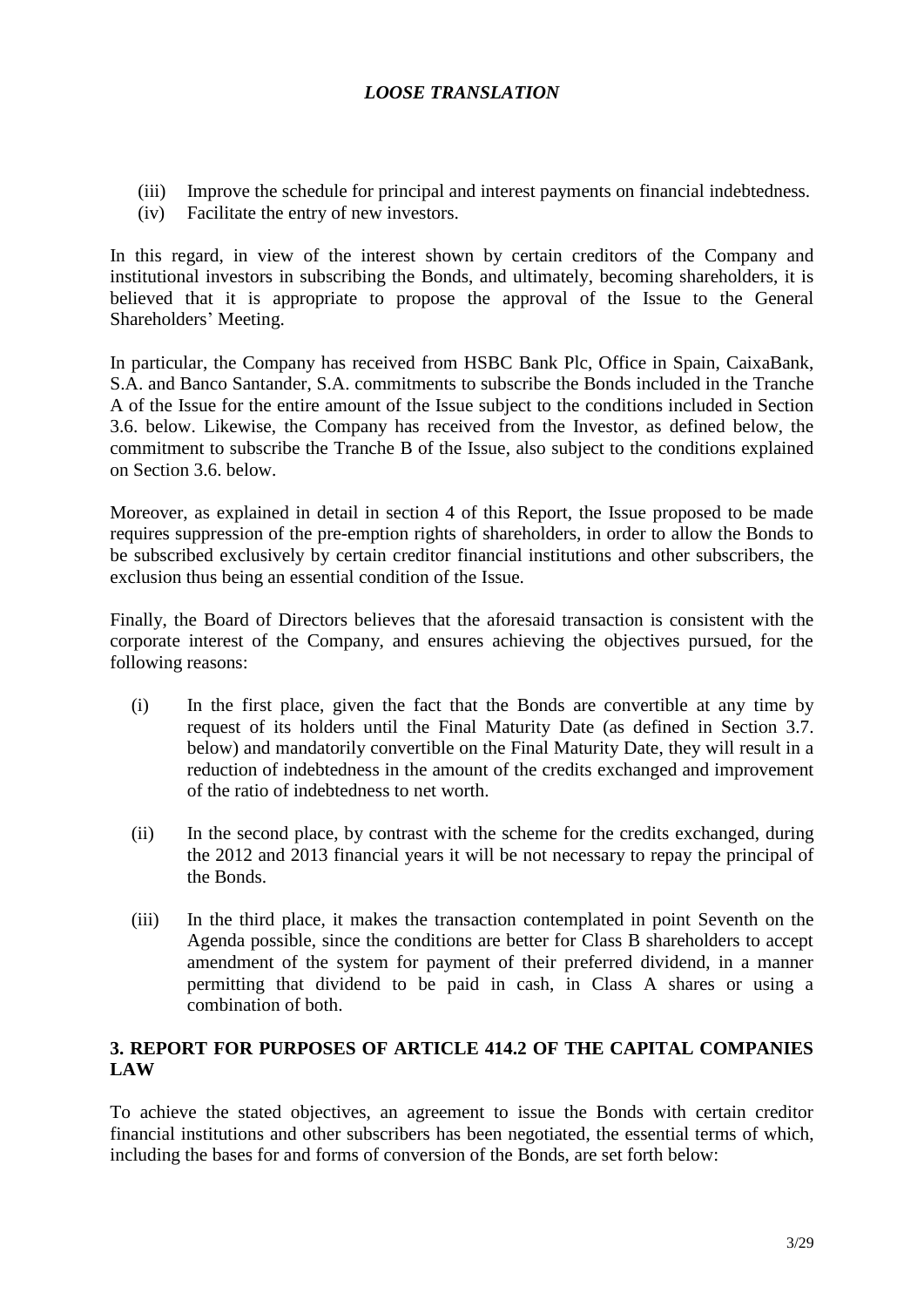*LOOSE TRANSLATION*

(iii) Improve the schedule for principal and interest payments on financial indebtedness.
(iv) Facilitate the entry of new investors.

In this regard, in view of the interest shown by certain creditors of the Company and institutional investors in subscribing the Bonds, and ultimately, becoming shareholders, it is believed that it is appropriate to propose the approval of the Issue to the General Shareholders' Meeting.

In particular, the Company has received from HSBC Bank Plc, Office in Spain, CaixaBank, S.A. and Banco Santander, S.A. commitments to subscribe the Bonds included in the Tranche A of the Issue for the entire amount of the Issue subject to the conditions included in Section 3.6. below. Likewise, the Company has received from the Investor, as defined below, the commitment to subscribe the Tranche B of the Issue, also subject to the conditions explained on Section 3.6. below.

Moreover, as explained in detail in section 4 of this Report, the Issue proposed to be made requires suppression of the pre-emption rights of shareholders, in order to allow the Bonds to be subscribed exclusively by certain creditor financial institutions and other subscribers, the exclusion thus being an essential condition of the Issue.

Finally, the Board of Directors believes that the aforesaid transaction is consistent with the corporate interest of the Company, and ensures achieving the objectives pursued, for the following reasons:

(i) In the first place, given the fact that the Bonds are convertible at any time by request of its holders until the Final Maturity Date (as defined in Section 3.7. below) and mandatorily convertible on the Final Maturity Date, they will result in a reduction of indebtedness in the amount of the credits exchanged and improvement of the ratio of indebtedness to net worth.

(ii) In the second place, by contrast with the scheme for the credits exchanged, during the 2012 and 2013 financial years it will be not necessary to repay the principal of the Bonds.

(iii) In the third place, it makes the transaction contemplated in point Seventh on the Agenda possible, since the conditions are better for Class B shareholders to accept amendment of the system for payment of their preferred dividend, in a manner permitting that dividend to be paid in cash, in Class A shares or using a combination of both.

## 3. REPORT FOR PURPOSES OF ARTICLE 414.2 OF THE CAPITAL COMPANIES LAW

To achieve the stated objectives, an agreement to issue the Bonds with certain creditor financial institutions and other subscribers has been negotiated, the essential terms of which, including the bases for and forms of conversion of the Bonds, are set forth below: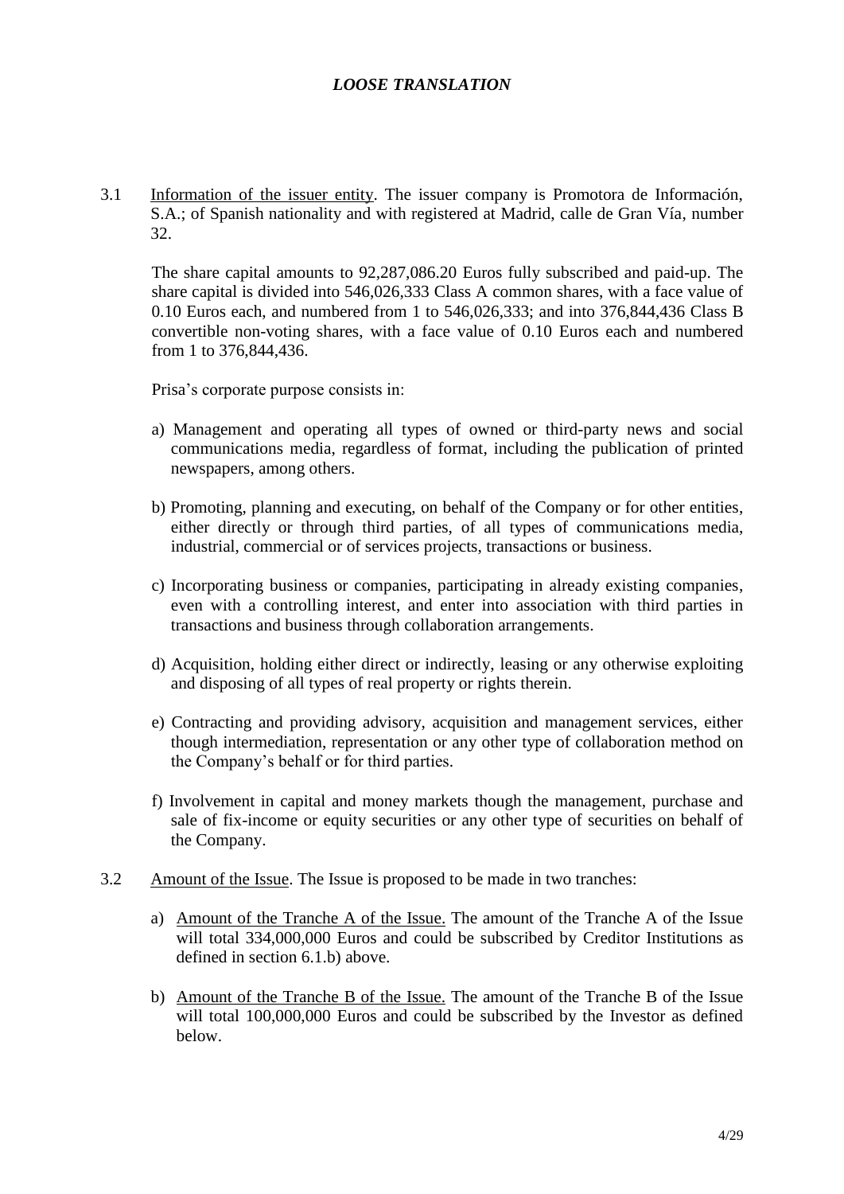***LOOSE TRANSLATION***

3.1 Information of the issuer entity. The issuer company is Promotora de Información, S.A.; of Spanish nationality and with registered at Madrid, calle de Gran Vía, number 32.

The share capital amounts to 92,287,086.20 Euros fully subscribed and paid-up. The share capital is divided into 546,026,333 Class A common shares, with a face value of 0.10 Euros each, and numbered from 1 to 546,026,333; and into 376,844,436 Class B convertible non-voting shares, with a face value of 0.10 Euros each and numbered from 1 to 376,844,436.

Prisa's corporate purpose consists in:

a) Management and operating all types of owned or third-party news and social communications media, regardless of format, including the publication of printed newspapers, among others.

b) Promoting, planning and executing, on behalf of the Company or for other entities, either directly or through third parties, of all types of communications media, industrial, commercial or of services projects, transactions or business.

c) Incorporating business or companies, participating in already existing companies, even with a controlling interest, and enter into association with third parties in transactions and business through collaboration arrangements.

d) Acquisition, holding either direct or indirectly, leasing or any otherwise exploiting and disposing of all types of real property or rights therein.

e) Contracting and providing advisory, acquisition and management services, either though intermediation, representation or any other type of collaboration method on the Company's behalf or for third parties.

f) Involvement in capital and money markets though the management, purchase and sale of fix-income or equity securities or any other type of securities on behalf of the Company.

3.2 Amount of the Issue. The Issue is proposed to be made in two tranches:

a) Amount of the Tranche A of the Issue. The amount of the Tranche A of the Issue will total 334,000,000 Euros and could be subscribed by Creditor Institutions as defined in section 6.1.b) above.

b) Amount of the Tranche B of the Issue. The amount of the Tranche B of the Issue will total 100,000,000 Euros and could be subscribed by the Investor as defined below.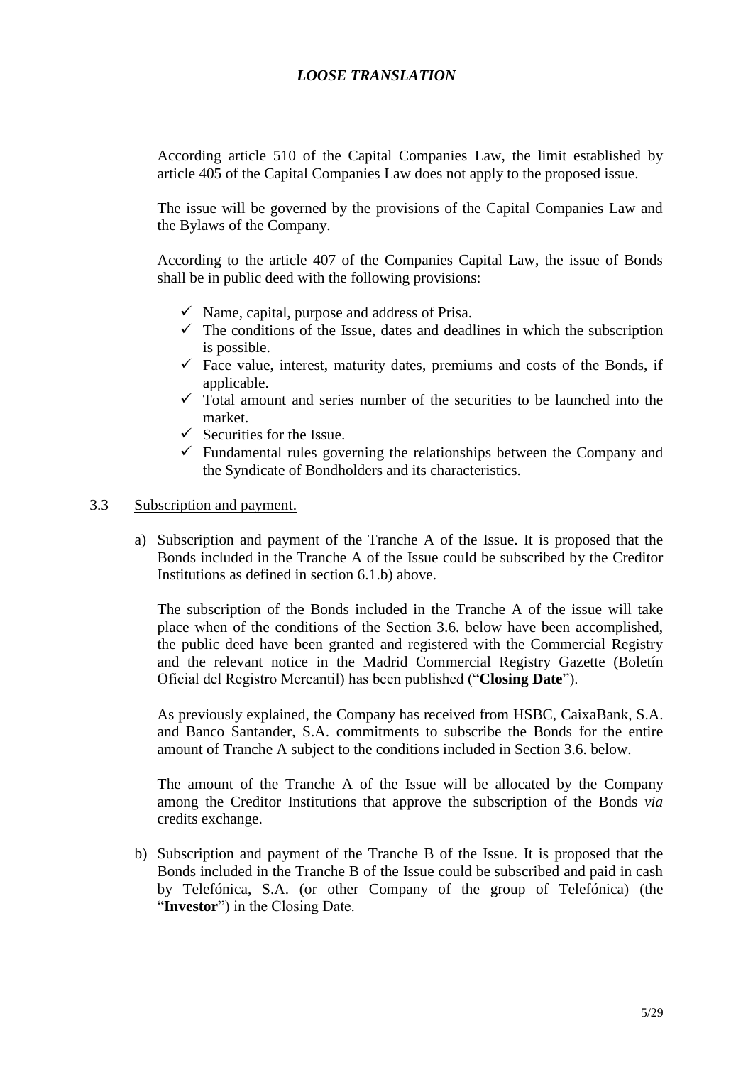*LOOSE TRANSLATION*

According article 510 of the Capital Companies Law, the limit established by article 405 of the Capital Companies Law does not apply to the proposed issue.

The issue will be governed by the provisions of the Capital Companies Law and the Bylaws of the Company.

According to the article 407 of the Companies Capital Law, the issue of Bonds shall be in public deed with the following provisions:

- ✓ Name, capital, purpose and address of Prisa.
- ✓ The conditions of the Issue, dates and deadlines in which the subscription is possible.
- ✓ Face value, interest, maturity dates, premiums and costs of the Bonds, if applicable.
- ✓ Total amount and series number of the securities to be launched into the market.
- ✓ Securities for the Issue.
- ✓ Fundamental rules governing the relationships between the Company and the Syndicate of Bondholders and its characteristics.

3.3 Subscription and payment.

a) Subscription and payment of the Tranche A of the Issue. It is proposed that the Bonds included in the Tranche A of the Issue could be subscribed by the Creditor Institutions as defined in section 6.1.b) above.

The subscription of the Bonds included in the Tranche A of the issue will take place when of the conditions of the Section 3.6. below have been accomplished, the public deed have been granted and registered with the Commercial Registry and the relevant notice in the Madrid Commercial Registry Gazette (Boletín Oficial del Registro Mercantil) has been published ("**Closing Date**").

As previously explained, the Company has received from HSBC, CaixaBank, S.A. and Banco Santander, S.A. commitments to subscribe the Bonds for the entire amount of Tranche A subject to the conditions included in Section 3.6. below.

The amount of the Tranche A of the Issue will be allocated by the Company among the Creditor Institutions that approve the subscription of the Bonds *via* credits exchange.

b) Subscription and payment of the Tranche B of the Issue. It is proposed that the Bonds included in the Tranche B of the Issue could be subscribed and paid in cash by Telefónica, S.A. (or other Company of the group of Telefónica) (the "**Investor**") in the Closing Date.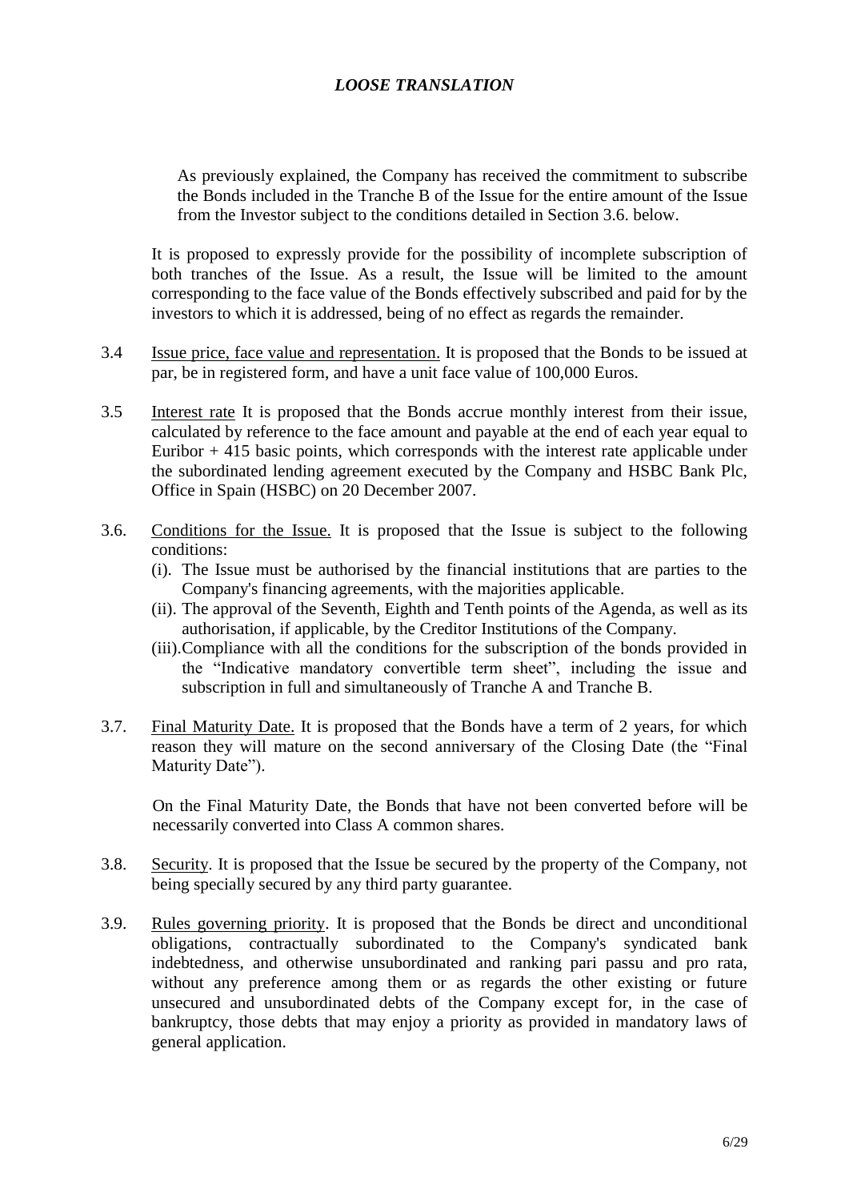*LOOSE TRANSLATION*

As previously explained, the Company has received the commitment to subscribe the Bonds included in the Tranche B of the Issue for the entire amount of the Issue from the Investor subject to the conditions detailed in Section 3.6. below.

It is proposed to expressly provide for the possibility of incomplete subscription of both tranches of the Issue. As a result, the Issue will be limited to the amount corresponding to the face value of the Bonds effectively subscribed and paid for by the investors to which it is addressed, being of no effect as regards the remainder.

3.4 Issue price, face value and representation. It is proposed that the Bonds to be issued at par, be in registered form, and have a unit face value of 100,000 Euros.

3.5 Interest rate It is proposed that the Bonds accrue monthly interest from their issue, calculated by reference to the face amount and payable at the end of each year equal to Euribor + 415 basic points, which corresponds with the interest rate applicable under the subordinated lending agreement executed by the Company and HSBC Bank Plc, Office in Spain (HSBC) on 20 December 2007.

3.6. Conditions for the Issue. It is proposed that the Issue is subject to the following conditions:

(i). The Issue must be authorised by the financial institutions that are parties to the Company's financing agreements, with the majorities applicable.

(ii). The approval of the Seventh, Eighth and Tenth points of the Agenda, as well as its authorisation, if applicable, by the Creditor Institutions of the Company.

(iii). Compliance with all the conditions for the subscription of the bonds provided in the "Indicative mandatory convertible term sheet", including the issue and subscription in full and simultaneously of Tranche A and Tranche B.

3.7. Final Maturity Date. It is proposed that the Bonds have a term of 2 years, for which reason they will mature on the second anniversary of the Closing Date (the "Final Maturity Date").

On the Final Maturity Date, the Bonds that have not been converted before will be necessarily converted into Class A common shares.

3.8. Security. It is proposed that the Issue be secured by the property of the Company, not being specially secured by any third party guarantee.

3.9. Rules governing priority. It is proposed that the Bonds be direct and unconditional obligations, contractually subordinated to the Company's syndicated bank indebtedness, and otherwise unsubordinated and ranking pari passu and pro rata, without any preference among them or as regards the other existing or future unsecured and unsubordinated debts of the Company except for, in the case of bankruptcy, those debts that may enjoy a priority as provided in mandatory laws of general application.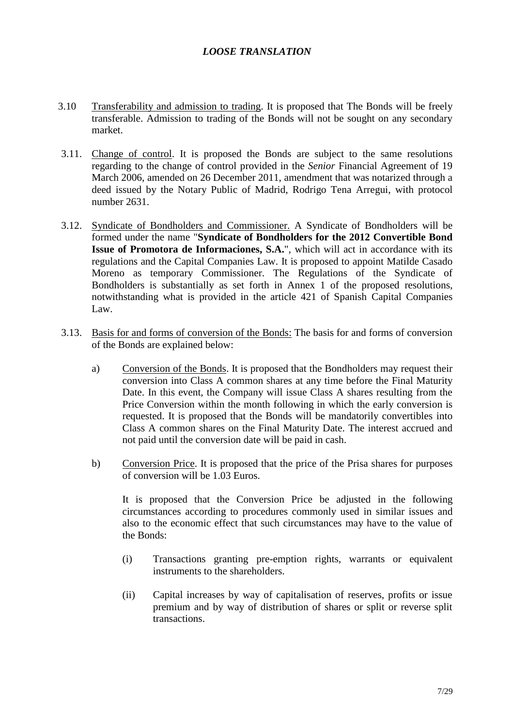*LOOSE TRANSLATION*

3.10 Transferability and admission to trading. It is proposed that The Bonds will be freely transferable. Admission to trading of the Bonds will not be sought on any secondary market.

3.11. Change of control. It is proposed the Bonds are subject to the same resolutions regarding to the change of control provided in the *Senior* Financial Agreement of 19 March 2006, amended on 26 December 2011, amendment that was notarized through a deed issued by the Notary Public of Madrid, Rodrigo Tena Arregui, with protocol number 2631.

3.12. Syndicate of Bondholders and Commissioner. A Syndicate of Bondholders will be formed under the name "**Syndicate of Bondholders for the 2012 Convertible Bond Issue of Promotora de Informaciones, S.A.**", which will act in accordance with its regulations and the Capital Companies Law. It is proposed to appoint Matilde Casado Moreno as temporary Commissioner. The Regulations of the Syndicate of Bondholders is substantially as set forth in Annex 1 of the proposed resolutions, notwithstanding what is provided in the article 421 of Spanish Capital Companies Law.

3.13. Basis for and forms of conversion of the Bonds: The basis for and forms of conversion of the Bonds are explained below:

a) Conversion of the Bonds. It is proposed that the Bondholders may request their conversion into Class A common shares at any time before the Final Maturity Date. In this event, the Company will issue Class A shares resulting from the Price Conversion within the month following in which the early conversion is requested. It is proposed that the Bonds will be mandatorily convertibles into Class A common shares on the Final Maturity Date. The interest accrued and not paid until the conversion date will be paid in cash.

b) Conversion Price. It is proposed that the price of the Prisa shares for purposes of conversion will be 1.03 Euros.

It is proposed that the Conversion Price be adjusted in the following circumstances according to procedures commonly used in similar issues and also to the economic effect that such circumstances may have to the value of the Bonds:

(i) Transactions granting pre-emption rights, warrants or equivalent instruments to the shareholders.

(ii) Capital increases by way of capitalisation of reserves, profits or issue premium and by way of distribution of shares or split or reverse split transactions.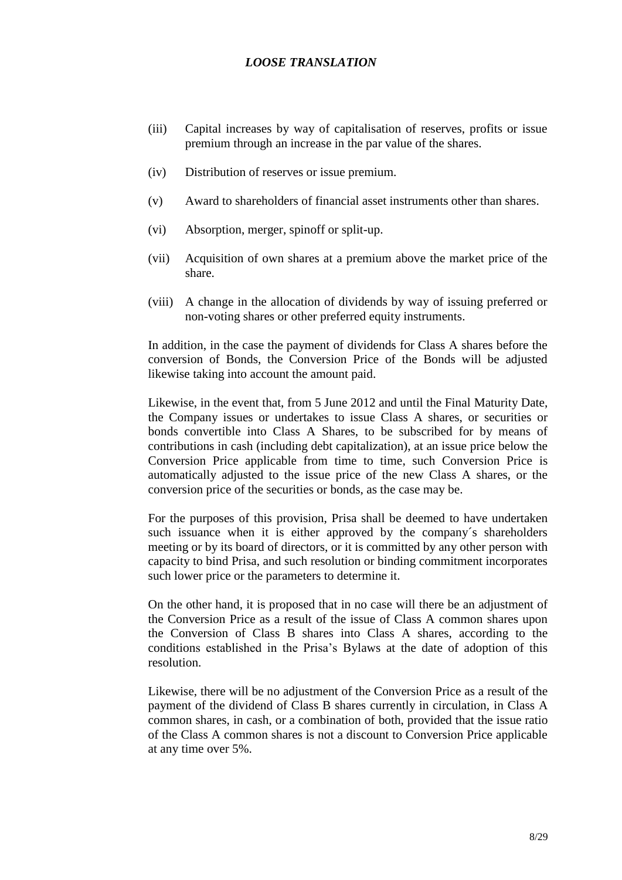*LOOSE TRANSLATION*

(iii) Capital increases by way of capitalisation of reserves, profits or issue premium through an increase in the par value of the shares.

(iv) Distribution of reserves or issue premium.

(v) Award to shareholders of financial asset instruments other than shares.

(vi) Absorption, merger, spinoff or split-up.

(vii) Acquisition of own shares at a premium above the market price of the share.

(viii) A change in the allocation of dividends by way of issuing preferred or non-voting shares or other preferred equity instruments.

In addition, in the case the payment of dividends for Class A shares before the conversion of Bonds, the Conversion Price of the Bonds will be adjusted likewise taking into account the amount paid.

Likewise, in the event that, from 5 June 2012 and until the Final Maturity Date, the Company issues or undertakes to issue Class A shares, or securities or bonds convertible into Class A Shares, to be subscribed for by means of contributions in cash (including debt capitalization), at an issue price below the Conversion Price applicable from time to time, such Conversion Price is automatically adjusted to the issue price of the new Class A shares, or the conversion price of the securities or bonds, as the case may be.

For the purposes of this provision, Prisa shall be deemed to have undertaken such issuance when it is either approved by the company´s shareholders meeting or by its board of directors, or it is committed by any other person with capacity to bind Prisa, and such resolution or binding commitment incorporates such lower price or the parameters to determine it.

On the other hand, it is proposed that in no case will there be an adjustment of the Conversion Price as a result of the issue of Class A common shares upon the Conversion of Class B shares into Class A shares, according to the conditions established in the Prisa's Bylaws at the date of adoption of this resolution.

Likewise, there will be no adjustment of the Conversion Price as a result of the payment of the dividend of Class B shares currently in circulation, in Class A common shares, in cash, or a combination of both, provided that the issue ratio of the Class A common shares is not a discount to Conversion Price applicable at any time over 5%.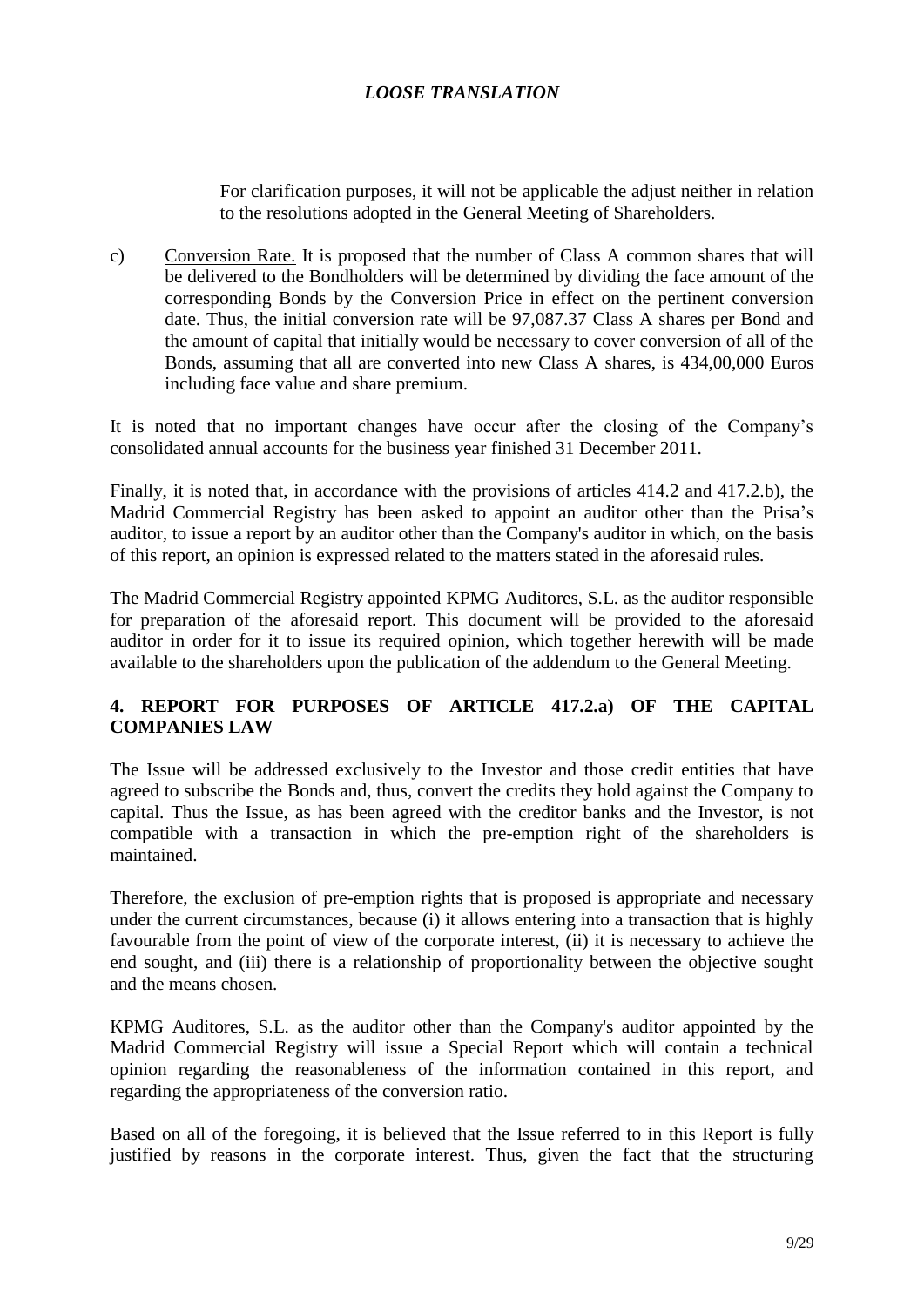For clarification purposes, it will not be applicable the adjust neither in relation to the resolutions adopted in the General Meeting of Shareholders.

c) Conversion Rate. It is proposed that the number of Class A common shares that will be delivered to the Bondholders will be determined by dividing the face amount of the corresponding Bonds by the Conversion Price in effect on the pertinent conversion date. Thus, the initial conversion rate will be 97,087.37 Class A shares per Bond and the amount of capital that initially would be necessary to cover conversion of all of the Bonds, assuming that all are converted into new Class A shares, is 434,00,000 Euros including face value and share premium.

It is noted that no important changes have occur after the closing of the Company's consolidated annual accounts for the business year finished 31 December 2011.

Finally, it is noted that, in accordance with the provisions of articles 414.2 and 417.2.b), the Madrid Commercial Registry has been asked to appoint an auditor other than the Prisa's auditor, to issue a report by an auditor other than the Company's auditor in which, on the basis of this report, an opinion is expressed related to the matters stated in the aforesaid rules.

The Madrid Commercial Registry appointed KPMG Auditores, S.L. as the auditor responsible for preparation of the aforesaid report. This document will be provided to the aforesaid auditor in order for it to issue its required opinion, which together herewith will be made available to the shareholders upon the publication of the addendum to the General Meeting.

## 4. REPORT FOR PURPOSES OF ARTICLE 417.2.a) OF THE CAPITAL COMPANIES LAW

The Issue will be addressed exclusively to the Investor and those credit entities that have agreed to subscribe the Bonds and, thus, convert the credits they hold against the Company to capital. Thus the Issue, as has been agreed with the creditor banks and the Investor, is not compatible with a transaction in which the pre-emption right of the shareholders is maintained.

Therefore, the exclusion of pre-emption rights that is proposed is appropriate and necessary under the current circumstances, because (i) it allows entering into a transaction that is highly favourable from the point of view of the corporate interest, (ii) it is necessary to achieve the end sought, and (iii) there is a relationship of proportionality between the objective sought and the means chosen.

KPMG Auditores, S.L. as the auditor other than the Company's auditor appointed by the Madrid Commercial Registry will issue a Special Report which will contain a technical opinion regarding the reasonableness of the information contained in this report, and regarding the appropriateness of the conversion ratio.

Based on all of the foregoing, it is believed that the Issue referred to in this Report is fully justified by reasons in the corporate interest. Thus, given the fact that the structuring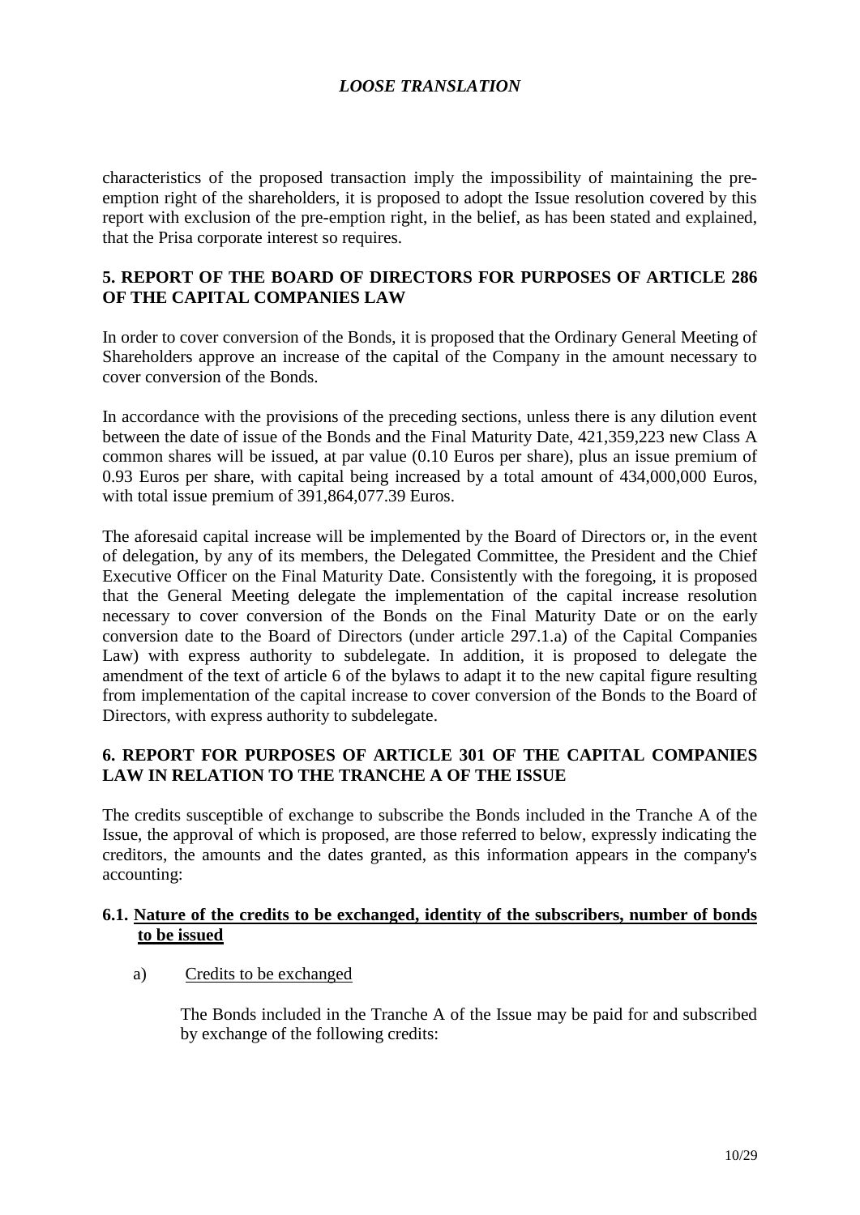*LOOSE TRANSLATION*

characteristics of the proposed transaction imply the impossibility of maintaining the pre-emption right of the shareholders, it is proposed to adopt the Issue resolution covered by this report with exclusion of the pre-emption right, in the belief, as has been stated and explained, that the Prisa corporate interest so requires.

## 5. REPORT OF THE BOARD OF DIRECTORS FOR PURPOSES OF ARTICLE 286 OF THE CAPITAL COMPANIES LAW

In order to cover conversion of the Bonds, it is proposed that the Ordinary General Meeting of Shareholders approve an increase of the capital of the Company in the amount necessary to cover conversion of the Bonds.

In accordance with the provisions of the preceding sections, unless there is any dilution event between the date of issue of the Bonds and the Final Maturity Date, 421,359,223 new Class A common shares will be issued, at par value (0.10 Euros per share), plus an issue premium of 0.93 Euros per share, with capital being increased by a total amount of 434,000,000 Euros, with total issue premium of 391,864,077.39 Euros.

The aforesaid capital increase will be implemented by the Board of Directors or, in the event of delegation, by any of its members, the Delegated Committee, the President and the Chief Executive Officer on the Final Maturity Date. Consistently with the foregoing, it is proposed that the General Meeting delegate the implementation of the capital increase resolution necessary to cover conversion of the Bonds on the Final Maturity Date or on the early conversion date to the Board of Directors (under article 297.1.a) of the Capital Companies Law) with express authority to subdelegate. In addition, it is proposed to delegate the amendment of the text of article 6 of the bylaws to adapt it to the new capital figure resulting from implementation of the capital increase to cover conversion of the Bonds to the Board of Directors, with express authority to subdelegate.

## 6. REPORT FOR PURPOSES OF ARTICLE 301 OF THE CAPITAL COMPANIES LAW IN RELATION TO THE TRANCHE A OF THE ISSUE

The credits susceptible of exchange to subscribe the Bonds included in the Tranche A of the Issue, the approval of which is proposed, are those referred to below, expressly indicating the creditors, the amounts and the dates granted, as this information appears in the company's accounting:

### 6.1. Nature of the credits to be exchanged, identity of the subscribers, number of bonds to be issued

a) Credits to be exchanged

The Bonds included in the Tranche A of the Issue may be paid for and subscribed by exchange of the following credits: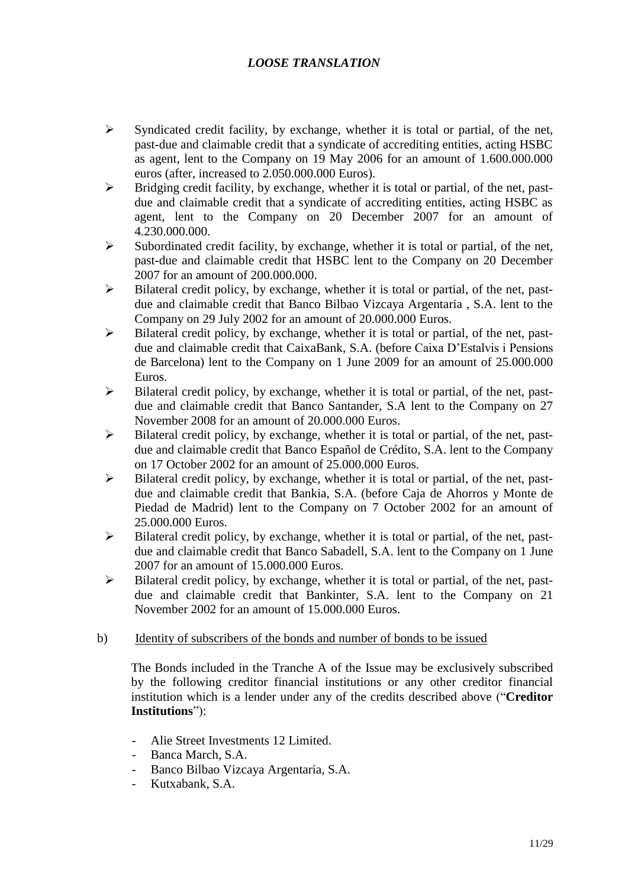*LOOSE TRANSLATION*

- Syndicated credit facility, by exchange, whether it is total or partial, of the net, past-due and claimable credit that a syndicate of accrediting entities, acting HSBC as agent, lent to the Company on 19 May 2006 for an amount of 1.600.000.000 euros (after, increased to 2.050.000.000 Euros).
- Bridging credit facility, by exchange, whether it is total or partial, of the net, past-due and claimable credit that a syndicate of accrediting entities, acting HSBC as agent, lent to the Company on 20 December 2007 for an amount of 4.230.000.000.
- Subordinated credit facility, by exchange, whether it is total or partial, of the net, past-due and claimable credit that HSBC lent to the Company on 20 December 2007 for an amount of 200.000.000.
- Bilateral credit policy, by exchange, whether it is total or partial, of the net, past-due and claimable credit that Banco Bilbao Vizcaya Argentaria , S.A. lent to the Company on 29 July 2002 for an amount of 20.000.000 Euros.
- Bilateral credit policy, by exchange, whether it is total or partial, of the net, past-due and claimable credit that CaixaBank, S.A. (before Caixa D'Estalvis i Pensions de Barcelona) lent to the Company on 1 June 2009 for an amount of 25.000.000 Euros.
- Bilateral credit policy, by exchange, whether it is total or partial, of the net, past-due and claimable credit that Banco Santander, S.A lent to the Company on 27 November 2008 for an amount of 20.000.000 Euros.
- Bilateral credit policy, by exchange, whether it is total or partial, of the net, past-due and claimable credit that Banco Español de Crédito, S.A. lent to the Company on 17 October 2002 for an amount of 25.000.000 Euros.
- Bilateral credit policy, by exchange, whether it is total or partial, of the net, past-due and claimable credit that Bankia, S.A. (before Caja de Ahorros y Monte de Piedad de Madrid) lent to the Company on 7 October 2002 for an amount of 25.000.000 Euros.
- Bilateral credit policy, by exchange, whether it is total or partial, of the net, past-due and claimable credit that Banco Sabadell, S.A. lent to the Company on 1 June 2007 for an amount of 15.000.000 Euros.
- Bilateral credit policy, by exchange, whether it is total or partial, of the net, past-due and claimable credit that Bankinter, S.A. lent to the Company on 21 November 2002 for an amount of 15.000.000 Euros.

b) Identity of subscribers of the bonds and number of bonds to be issued

The Bonds included in the Tranche A of the Issue may be exclusively subscribed by the following creditor financial institutions or any other creditor financial institution which is a lender under any of the credits described above ("**Creditor Institutions**"):

- Alie Street Investments 12 Limited.
- Banca March, S.A.
- Banco Bilbao Vizcaya Argentaria, S.A.
- Kutxabank, S.A.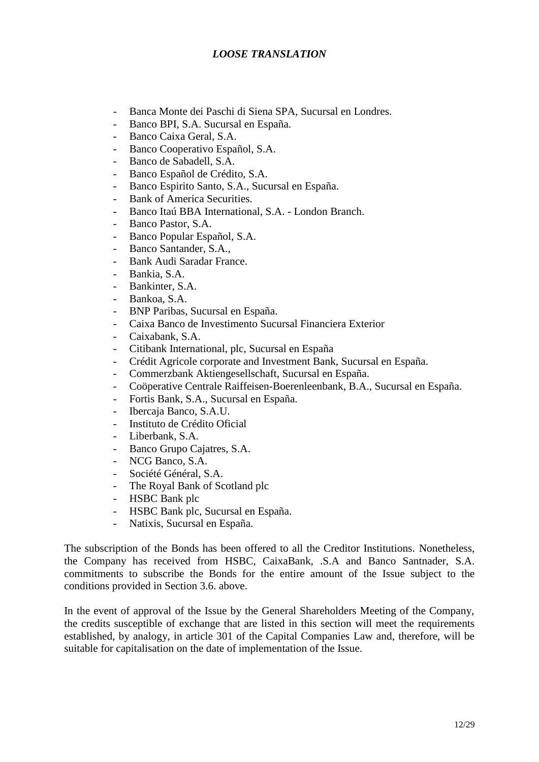*LOOSE TRANSLATION*

- Banca Monte dei Paschi di Siena SPA, Sucursal en Londres.
- Banco BPI, S.A. Sucursal en España.
- Banco Caixa Geral, S.A.
- Banco Cooperativo Español, S.A.
- Banco de Sabadell, S.A.
- Banco Español de Crédito, S.A.
- Banco Espirito Santo, S.A., Sucursal en España.
- Bank of America Securities.
- Banco Itaú BBA International, S.A. - London Branch.
- Banco Pastor, S.A.
- Banco Popular Español, S.A.
- Banco Santander, S.A.,
- Bank Audi Saradar France.
- Bankia, S.A.
- Bankinter, S.A.
- Bankoa, S.A.
- BNP Paribas, Sucursal en España.
- Caixa Banco de Investimento Sucursal Financiera Exterior
- Caixabank, S.A.
- Citibank International, plc, Sucursal en España
- Crédit Agricole corporate and Investment Bank, Sucursal en España.
- Commerzbank Aktiengesellschaft, Sucursal en España.
- Coöperative Centrale Raiffeisen-Boerenleenbank, B.A., Sucursal en España.
- Fortis Bank, S.A., Sucursal en España.
- Ibercaja Banco, S.A.U.
- Instituto de Crédito Oficial
- Liberbank, S.A.
- Banco Grupo Cajatres, S.A.
- NCG Banco, S.A.
- Société Général, S.A.
- The Royal Bank of Scotland plc
- HSBC Bank plc
- HSBC Bank plc, Sucursal en España.
- Natixis, Sucursal en España.

The subscription of the Bonds has been offered to all the Creditor Institutions. Nonetheless, the Company has received from HSBC, CaixaBank, .S.A and Banco Santnader, S.A. commitments to subscribe the Bonds for the entire amount of the Issue subject to the conditions provided in Section 3.6. above.

In the event of approval of the Issue by the General Shareholders Meeting of the Company, the credits susceptible of exchange that are listed in this section will meet the requirements established, by analogy, in article 301 of the Capital Companies Law and, therefore, will be suitable for capitalisation on the date of implementation of the Issue.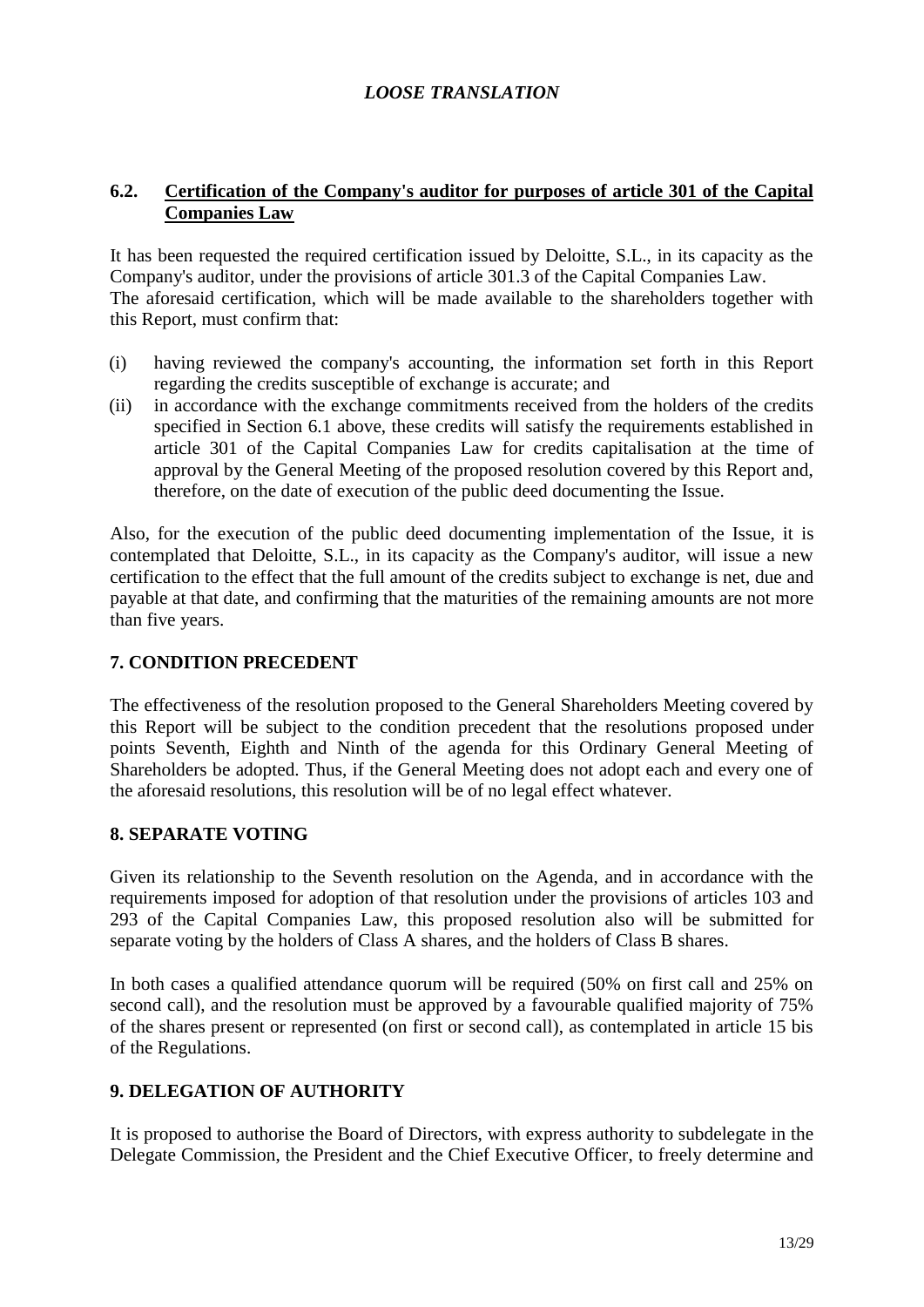*LOOSE TRANSLATION*

### 6.2. Certification of the Company's auditor for purposes of article 301 of the Capital Companies Law

It has been requested the required certification issued by Deloitte, S.L., in its capacity as the Company's auditor, under the provisions of article 301.3 of the Capital Companies Law. The aforesaid certification, which will be made available to the shareholders together with this Report, must confirm that:

(i) having reviewed the company's accounting, the information set forth in this Report regarding the credits susceptible of exchange is accurate; and

(ii) in accordance with the exchange commitments received from the holders of the credits specified in Section 6.1 above, these credits will satisfy the requirements established in article 301 of the Capital Companies Law for credits capitalisation at the time of approval by the General Meeting of the proposed resolution covered by this Report and, therefore, on the date of execution of the public deed documenting the Issue.

Also, for the execution of the public deed documenting implementation of the Issue, it is contemplated that Deloitte, S.L., in its capacity as the Company's auditor, will issue a new certification to the effect that the full amount of the credits subject to exchange is net, due and payable at that date, and confirming that the maturities of the remaining amounts are not more than five years.

## 7. CONDITION PRECEDENT

The effectiveness of the resolution proposed to the General Shareholders Meeting covered by this Report will be subject to the condition precedent that the resolutions proposed under points Seventh, Eighth and Ninth of the agenda for this Ordinary General Meeting of Shareholders be adopted. Thus, if the General Meeting does not adopt each and every one of the aforesaid resolutions, this resolution will be of no legal effect whatever.

## 8. SEPARATE VOTING

Given its relationship to the Seventh resolution on the Agenda, and in accordance with the requirements imposed for adoption of that resolution under the provisions of articles 103 and 293 of the Capital Companies Law, this proposed resolution also will be submitted for separate voting by the holders of Class A shares, and the holders of Class B shares.

In both cases a qualified attendance quorum will be required (50% on first call and 25% on second call), and the resolution must be approved by a favourable qualified majority of 75% of the shares present or represented (on first or second call), as contemplated in article 15 bis of the Regulations.

## 9. DELEGATION OF AUTHORITY

It is proposed to authorise the Board of Directors, with express authority to subdelegate in the Delegate Commission, the President and the Chief Executive Officer, to freely determine and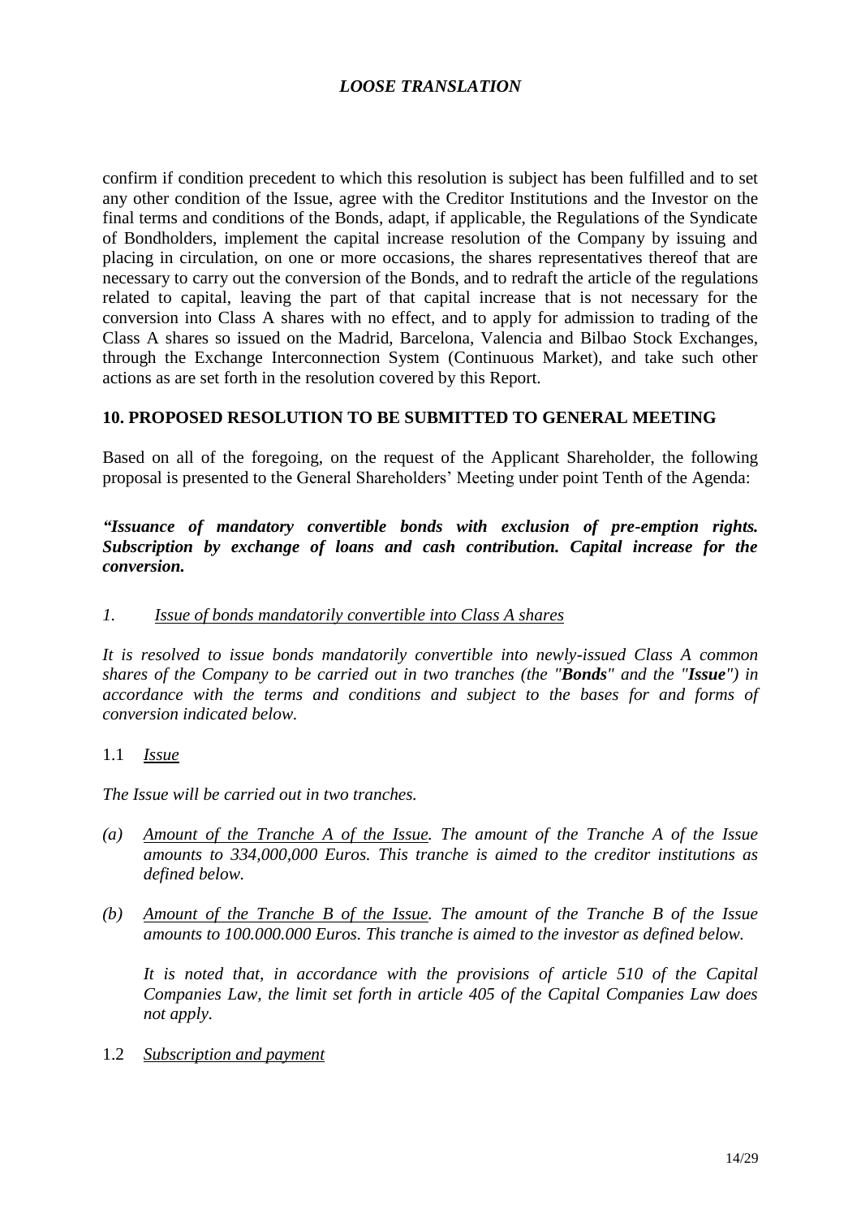*LOOSE TRANSLATION*

confirm if condition precedent to which this resolution is subject has been fulfilled and to set any other condition of the Issue, agree with the Creditor Institutions and the Investor on the final terms and conditions of the Bonds, adapt, if applicable, the Regulations of the Syndicate of Bondholders, implement the capital increase resolution of the Company by issuing and placing in circulation, on one or more occasions, the shares representatives thereof that are necessary to carry out the conversion of the Bonds, and to redraft the article of the regulations related to capital, leaving the part of that capital increase that is not necessary for the conversion into Class A shares with no effect, and to apply for admission to trading of the Class A shares so issued on the Madrid, Barcelona, Valencia and Bilbao Stock Exchanges, through the Exchange Interconnection System (Continuous Market), and take such other actions as are set forth in the resolution covered by this Report.

## 10. PROPOSED RESOLUTION TO BE SUBMITTED TO GENERAL MEETING

Based on all of the foregoing, on the request of the Applicant Shareholder, the following proposal is presented to the General Shareholders' Meeting under point Tenth of the Agenda:

***"Issuance of mandatory convertible bonds with exclusion of pre-emption rights. Subscription by exchange of loans and cash contribution. Capital increase for the conversion.***

*1. Issue of bonds mandatorily convertible into Class A shares*

*It is resolved to issue bonds mandatorily convertible into newly-issued Class A common shares of the Company to be carried out in two tranches (the "**Bonds**" and the "**Issue**") in accordance with the terms and conditions and subject to the bases for and forms of conversion indicated below.*

1.1 *Issue*

*The Issue will be carried out in two tranches.*

*(a) Amount of the Tranche A of the Issue. The amount of the Tranche A of the Issue amounts to 334,000,000 Euros. This tranche is aimed to the creditor institutions as defined below.*

*(b) Amount of the Tranche B of the Issue. The amount of the Tranche B of the Issue amounts to 100.000.000 Euros. This tranche is aimed to the investor as defined below.*

*It is noted that, in accordance with the provisions of article 510 of the Capital Companies Law, the limit set forth in article 405 of the Capital Companies Law does not apply.*

1.2 *Subscription and payment*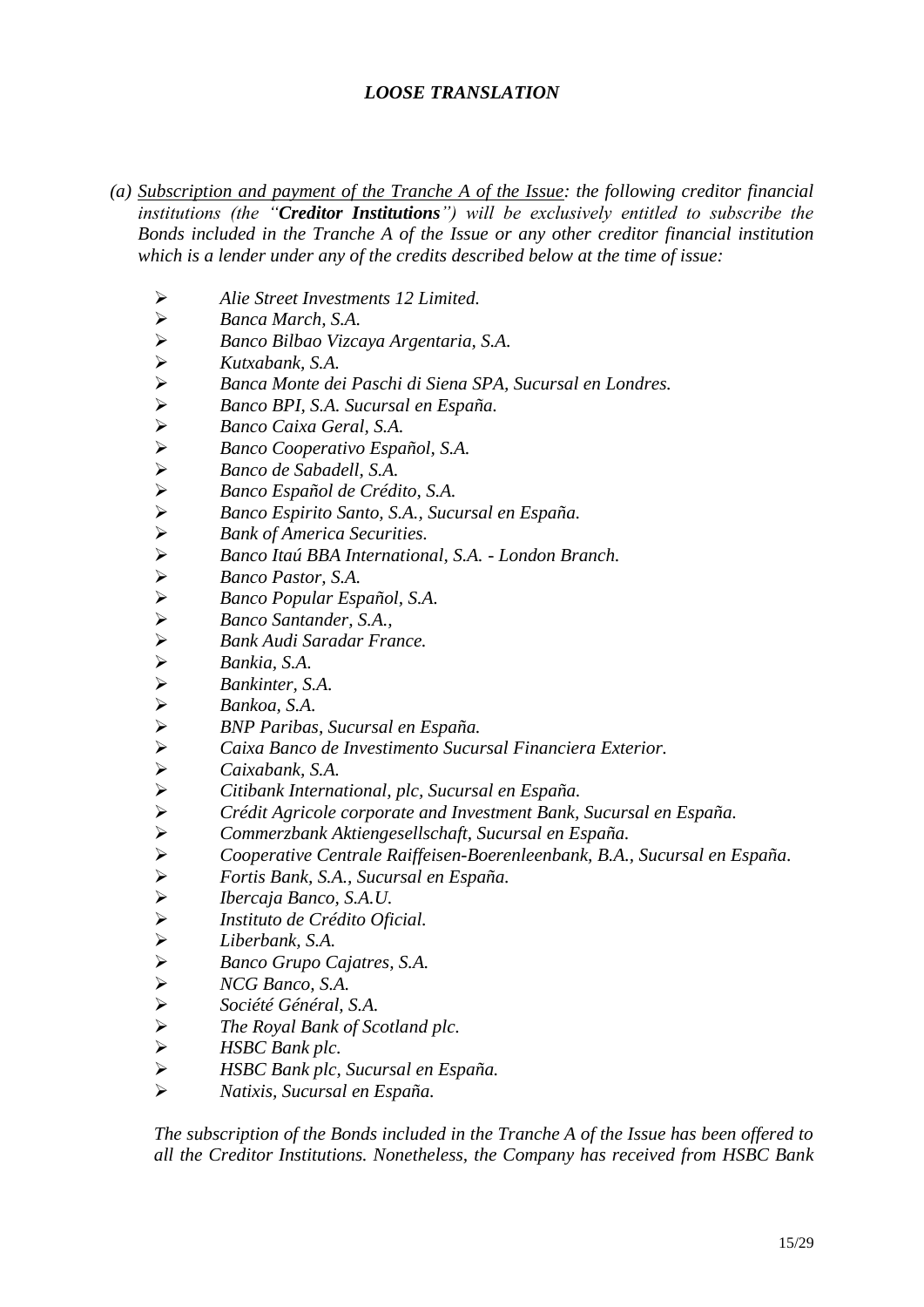*LOOSE TRANSLATION*

*(a) <u>Subscription and payment of the Tranche A of the Issue</u>: the following creditor financial institutions (the "**Creditor Institutions**") will be exclusively entitled to subscribe the Bonds included in the Tranche A of the Issue or any other creditor financial institution which is a lender under any of the credits described below at the time of issue:*

- *Alie Street Investments 12 Limited.*
- *Banca March, S.A.*
- *Banco Bilbao Vizcaya Argentaria, S.A.*
- *Kutxabank, S.A.*
- *Banca Monte dei Paschi di Siena SPA, Sucursal en Londres.*
- *Banco BPI, S.A. Sucursal en España.*
- *Banco Caixa Geral, S.A.*
- *Banco Cooperativo Español, S.A.*
- *Banco de Sabadell, S.A.*
- *Banco Español de Crédito, S.A.*
- *Banco Espirito Santo, S.A., Sucursal en España.*
- *Bank of America Securities.*
- *Banco Itaú BBA International, S.A. - London Branch.*
- *Banco Pastor, S.A.*
- *Banco Popular Español, S.A.*
- *Banco Santander, S.A.,*
- *Bank Audi Saradar France.*
- *Bankia, S.A.*
- *Bankinter, S.A.*
- *Bankoa, S.A.*
- *BNP Paribas, Sucursal en España.*
- *Caixa Banco de Investimento Sucursal Financiera Exterior.*
- *Caixabank, S.A.*
- *Citibank International, plc, Sucursal en España.*
- *Crédit Agricole corporate and Investment Bank, Sucursal en España.*
- *Commerzbank Aktiengesellschaft, Sucursal en España.*
- *Cooperative Centrale Raiffeisen-Boerenleenbank, B.A., Sucursal en España.*
- *Fortis Bank, S.A., Sucursal en España.*
- *Ibercaja Banco, S.A.U.*
- *Instituto de Crédito Oficial.*
- *Liberbank, S.A.*
- *Banco Grupo Cajatres, S.A.*
- *NCG Banco, S.A.*
- *Société Général, S.A.*
- *The Royal Bank of Scotland plc.*
- *HSBC Bank plc.*
- *HSBC Bank plc, Sucursal en España.*
- *Natixis, Sucursal en España.*

*The subscription of the Bonds included in the Tranche A of the Issue has been offered to all the Creditor Institutions. Nonetheless, the Company has received from HSBC Bank*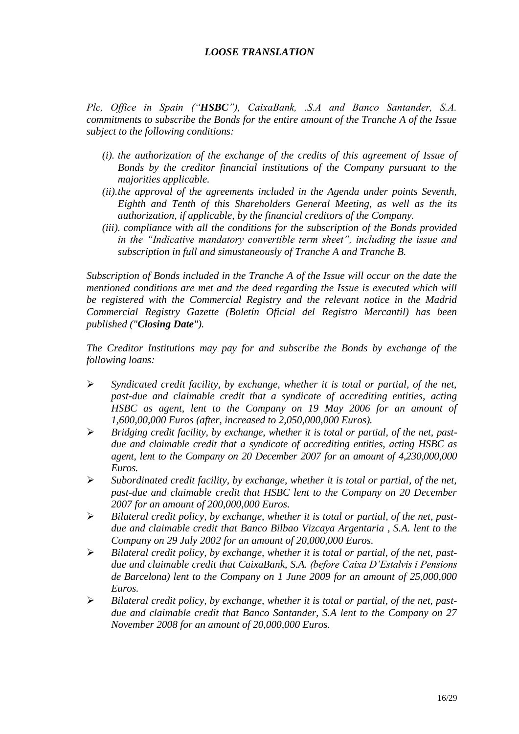***LOOSE TRANSLATION***

*Plc, Office in Spain ("**HSBC**"), CaixaBank, .S.A and Banco Santander, S.A. commitments to subscribe the Bonds for the entire amount of the Tranche A of the Issue subject to the following conditions:*

- *(i). the authorization of the exchange of the credits of this agreement of Issue of Bonds by the creditor financial institutions of the Company pursuant to the majorities applicable.*
- *(ii).the approval of the agreements included in the Agenda under points Seventh, Eighth and Tenth of this Shareholders General Meeting, as well as the its authorization, if applicable, by the financial creditors of the Company.*
- *(iii). compliance with all the conditions for the subscription of the Bonds provided in the "Indicative mandatory convertible term sheet", including the issue and subscription in full and simustaneously of Tranche A and Tranche B.*

*Subscription of Bonds included in the Tranche A of the Issue will occur on the date the mentioned conditions are met and the deed regarding the Issue is executed which will be registered with the Commercial Registry and the relevant notice in the Madrid Commercial Registry Gazette (Boletín Oficial del Registro Mercantil) has been published ("**Closing Date**").*

*The Creditor Institutions may pay for and subscribe the Bonds by exchange of the following loans:*

- *Syndicated credit facility, by exchange, whether it is total or partial, of the net, past-due and claimable credit that a syndicate of accrediting entities, acting HSBC as agent, lent to the Company on 19 May 2006 for an amount of 1,600,00,000 Euros (after, increased to 2,050,000,000 Euros).*
- *Bridging credit facility, by exchange, whether it is total or partial, of the net, past-due and claimable credit that a syndicate of accrediting entities, acting HSBC as agent, lent to the Company on 20 December 2007 for an amount of 4,230,000,000 Euros.*
- *Subordinated credit facility, by exchange, whether it is total or partial, of the net, past-due and claimable credit that HSBC lent to the Company on 20 December 2007 for an amount of 200,000,000 Euros.*
- *Bilateral credit policy, by exchange, whether it is total or partial, of the net, past-due and claimable credit that Banco Bilbao Vizcaya Argentaria , S.A. lent to the Company on 29 July 2002 for an amount of 20,000,000 Euros.*
- *Bilateral credit policy, by exchange, whether it is total or partial, of the net, past-due and claimable credit that CaixaBank, S.A. (before Caixa D'Estalvis i Pensions de Barcelona) lent to the Company on 1 June 2009 for an amount of 25,000,000 Euros.*
- *Bilateral credit policy, by exchange, whether it is total or partial, of the net, past-due and claimable credit that Banco Santander, S.A lent to the Company on 27 November 2008 for an amount of 20,000,000 Euros.*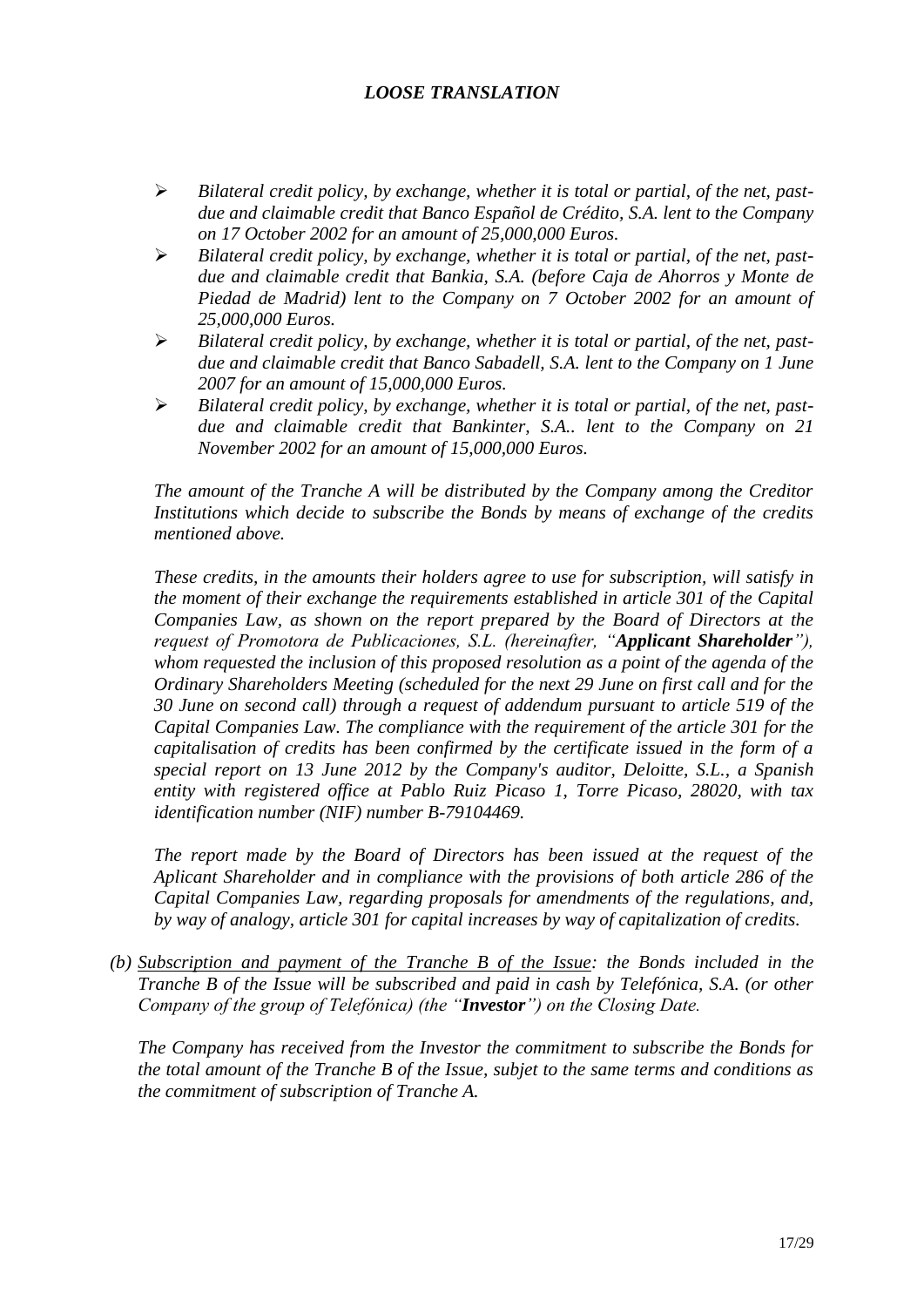*LOOSE TRANSLATION*

- *Bilateral credit policy, by exchange, whether it is total or partial, of the net, past-due and claimable credit that Banco Español de Crédito, S.A. lent to the Company on 17 October 2002 for an amount of 25,000,000 Euros.*
- *Bilateral credit policy, by exchange, whether it is total or partial, of the net, past-due and claimable credit that Bankia, S.A. (before Caja de Ahorros y Monte de Piedad de Madrid) lent to the Company on 7 October 2002 for an amount of 25,000,000 Euros.*
- *Bilateral credit policy, by exchange, whether it is total or partial, of the net, past-due and claimable credit that Banco Sabadell, S.A. lent to the Company on 1 June 2007 for an amount of 15,000,000 Euros.*
- *Bilateral credit policy, by exchange, whether it is total or partial, of the net, past-due and claimable credit that Bankinter, S.A.. lent to the Company on 21 November 2002 for an amount of 15,000,000 Euros.*

*The amount of the Tranche A will be distributed by the Company among the Creditor Institutions which decide to subscribe the Bonds by means of exchange of the credits mentioned above.*

*These credits, in the amounts their holders agree to use for subscription, will satisfy in the moment of their exchange the requirements established in article 301 of the Capital Companies Law, as shown on the report prepared by the Board of Directors at the request of Promotora de Publicaciones, S.L. (hereinafter, "**Applicant Shareholder**"), whom requested the inclusion of this proposed resolution as a point of the agenda of the Ordinary Shareholders Meeting (scheduled for the next 29 June on first call and for the 30 June on second call) through a request of addendum pursuant to article 519 of the Capital Companies Law. The compliance with the requirement of the article 301 for the capitalisation of credits has been confirmed by the certificate issued in the form of a special report on 13 June 2012 by the Company's auditor, Deloitte, S.L., a Spanish entity with registered office at Pablo Ruiz Picaso 1, Torre Picaso, 28020, with tax identification number (NIF) number B-79104469.*

*The report made by the Board of Directors has been issued at the request of the Aplicant Shareholder and in compliance with the provisions of both article 286 of the Capital Companies Law, regarding proposals for amendments of the regulations, and, by way of analogy, article 301 for capital increases by way of capitalization of credits.*

*(b) <u>Subscription and payment of the Tranche B of the Issue</u>: the Bonds included in the Tranche B of the Issue will be subscribed and paid in cash by Telefónica, S.A. (or other Company of the group of Telefónica) (the "**Investor**") on the Closing Date.*

*The Company has received from the Investor the commitment to subscribe the Bonds for the total amount of the Tranche B of the Issue, subjet to the same terms and conditions as the commitment of subscription of Tranche A.*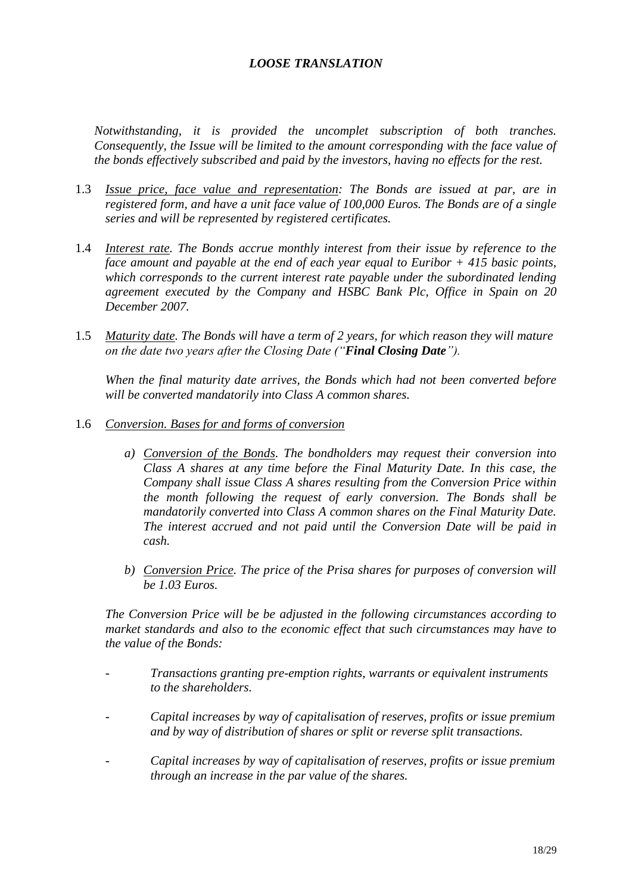***LOOSE TRANSLATION***

*Notwithstanding, it is provided the uncomplet subscription of both tranches. Consequently, the Issue will be limited to the amount corresponding with the face value of the bonds effectively subscribed and paid by the investors, having no effects for the rest.*

1.3 *Issue price, face value and representation: The Bonds are issued at par, are in registered form, and have a unit face value of 100,000 Euros. The Bonds are of a single series and will be represented by registered certificates.*

1.4 *Interest rate. The Bonds accrue monthly interest from their issue by reference to the face amount and payable at the end of each year equal to Euribor + 415 basic points, which corresponds to the current interest rate payable under the subordinated lending agreement executed by the Company and HSBC Bank Plc, Office in Spain on 20 December 2007.*

1.5 *Maturity date. The Bonds will have a term of 2 years, for which reason they will mature on the date two years after the Closing Date ("**Final Closing Date**").*

   *When the final maturity date arrives, the Bonds which had not been converted before will be converted mandatorily into Class A common shares.*

1.6 *Conversion. Bases for and forms of conversion*

   a) *Conversion of the Bonds. The bondholders may request their conversion into Class A shares at any time before the Final Maturity Date. In this case, the Company shall issue Class A shares resulting from the Conversion Price within the month following the request of early conversion. The Bonds shall be mandatorily converted into Class A common shares on the Final Maturity Date. The interest accrued and not paid until the Conversion Date will be paid in cash.*

   b) *Conversion Price. The price of the Prisa shares for purposes of conversion will be 1.03 Euros.*

   *The Conversion Price will be be adjusted in the following circumstances according to market standards and also to the economic effect that such circumstances may have to the value of the Bonds:*

   - *Transactions granting pre-emption rights, warrants or equivalent instruments to the shareholders.*
   - *Capital increases by way of capitalisation of reserves, profits or issue premium and by way of distribution of shares or split or reverse split transactions.*
   - *Capital increases by way of capitalisation of reserves, profits or issue premium through an increase in the par value of the shares.*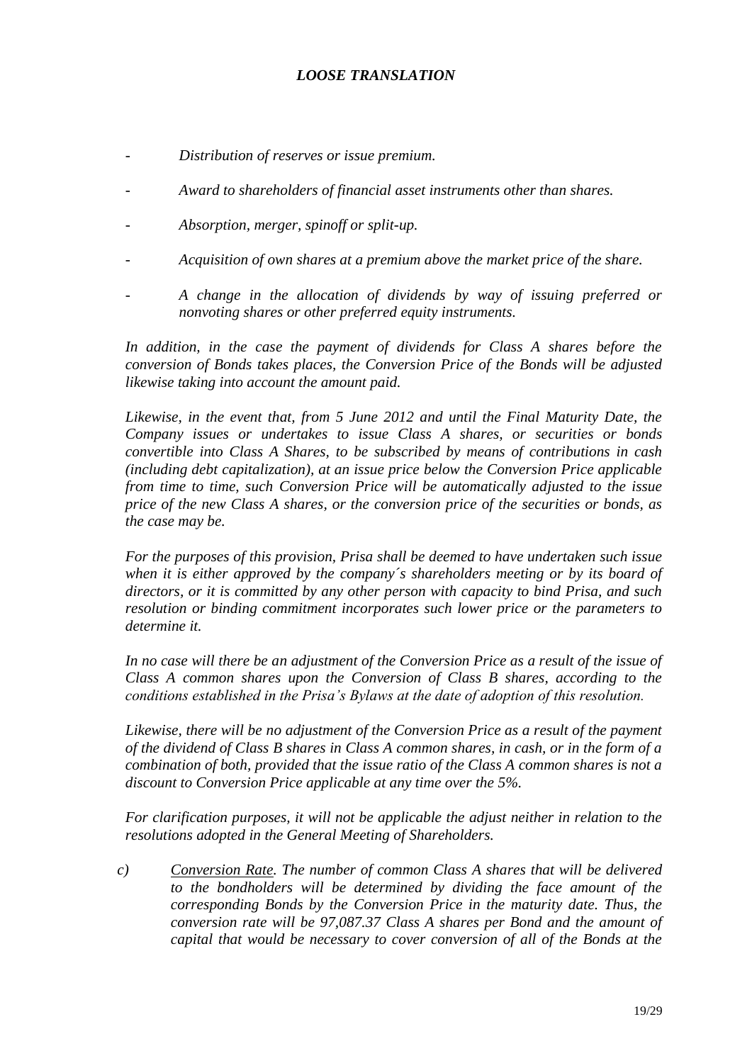*LOOSE TRANSLATION*

- *Distribution of reserves or issue premium.*
- *Award to shareholders of financial asset instruments other than shares.*
- *Absorption, merger, spinoff or split-up.*
- *Acquisition of own shares at a premium above the market price of the share.*
- *A change in the allocation of dividends by way of issuing preferred or nonvoting shares or other preferred equity instruments.*

*In addition, in the case the payment of dividends for Class A shares before the conversion of Bonds takes places, the Conversion Price of the Bonds will be adjusted likewise taking into account the amount paid.*

*Likewise, in the event that, from 5 June 2012 and until the Final Maturity Date, the Company issues or undertakes to issue Class A shares, or securities or bonds convertible into Class A Shares, to be subscribed by means of contributions in cash (including debt capitalization), at an issue price below the Conversion Price applicable from time to time, such Conversion Price will be automatically adjusted to the issue price of the new Class A shares, or the conversion price of the securities or bonds, as the case may be.*

*For the purposes of this provision, Prisa shall be deemed to have undertaken such issue when it is either approved by the company´s shareholders meeting or by its board of directors, or it is committed by any other person with capacity to bind Prisa, and such resolution or binding commitment incorporates such lower price or the parameters to determine it.*

*In no case will there be an adjustment of the Conversion Price as a result of the issue of Class A common shares upon the Conversion of Class B shares, according to the conditions established in the Prisa's Bylaws at the date of adoption of this resolution.*

*Likewise, there will be no adjustment of the Conversion Price as a result of the payment of the dividend of Class B shares in Class A common shares, in cash, or in the form of a combination of both, provided that the issue ratio of the Class A common shares is not a discount to Conversion Price applicable at any time over the 5%.*

*For clarification purposes, it will not be applicable the adjust neither in relation to the resolutions adopted in the General Meeting of Shareholders.*

c) *<u>Conversion Rate</u>. The number of common Class A shares that will be delivered to the bondholders will be determined by dividing the face amount of the corresponding Bonds by the Conversion Price in the maturity date. Thus, the conversion rate will be 97,087.37 Class A shares per Bond and the amount of capital that would be necessary to cover conversion of all of the Bonds at the*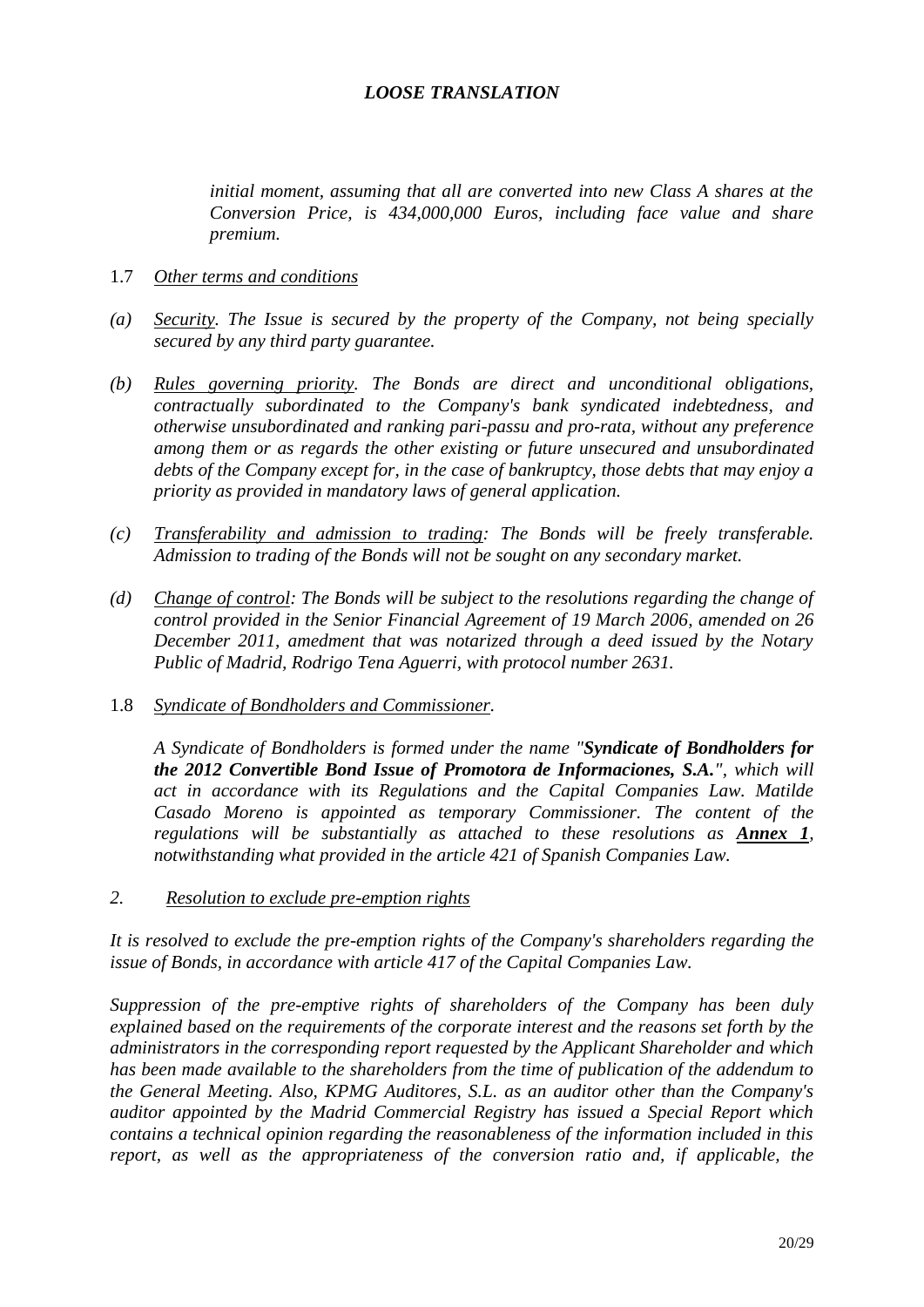*LOOSE TRANSLATION*

*initial moment, assuming that all are converted into new Class A shares at the Conversion Price, is 434,000,000 Euros, including face value and share premium.*

1.7 *Other terms and conditions*

*(a) Security. The Issue is secured by the property of the Company, not being specially secured by any third party guarantee.*

*(b) Rules governing priority. The Bonds are direct and unconditional obligations, contractually subordinated to the Company's bank syndicated indebtedness, and otherwise unsubordinated and ranking pari-passu and pro-rata, without any preference among them or as regards the other existing or future unsecured and unsubordinated debts of the Company except for, in the case of bankruptcy, those debts that may enjoy a priority as provided in mandatory laws of general application.*

*(c) Transferability and admission to trading: The Bonds will be freely transferable. Admission to trading of the Bonds will not be sought on any secondary market.*

*(d) Change of control: The Bonds will be subject to the resolutions regarding the change of control provided in the Senior Financial Agreement of 19 March 2006, amended on 26 December 2011, amedment that was notarized through a deed issued by the Notary Public of Madrid, Rodrigo Tena Aguerri, with protocol number 2631.*

1.8 *Syndicate of Bondholders and Commissioner.*

*A Syndicate of Bondholders is formed under the name "**Syndicate of Bondholders for the 2012 Convertible Bond Issue of Promotora de Informaciones, S.A.**", which will act in accordance with its Regulations and the Capital Companies Law. Matilde Casado Moreno is appointed as temporary Commissioner. The content of the regulations will be substantially as attached to these resolutions as **Annex 1**, notwithstanding what provided in the article 421 of Spanish Companies Law.*

*2. Resolution to exclude pre-emption rights*

*It is resolved to exclude the pre-emption rights of the Company's shareholders regarding the issue of Bonds, in accordance with article 417 of the Capital Companies Law.*

*Suppression of the pre-emptive rights of shareholders of the Company has been duly explained based on the requirements of the corporate interest and the reasons set forth by the administrators in the corresponding report requested by the Applicant Shareholder and which has been made available to the shareholders from the time of publication of the addendum to the General Meeting. Also, KPMG Auditores, S.L. as an auditor other than the Company's auditor appointed by the Madrid Commercial Registry has issued a Special Report which contains a technical opinion regarding the reasonableness of the information included in this report, as well as the appropriateness of the conversion ratio and, if applicable, the*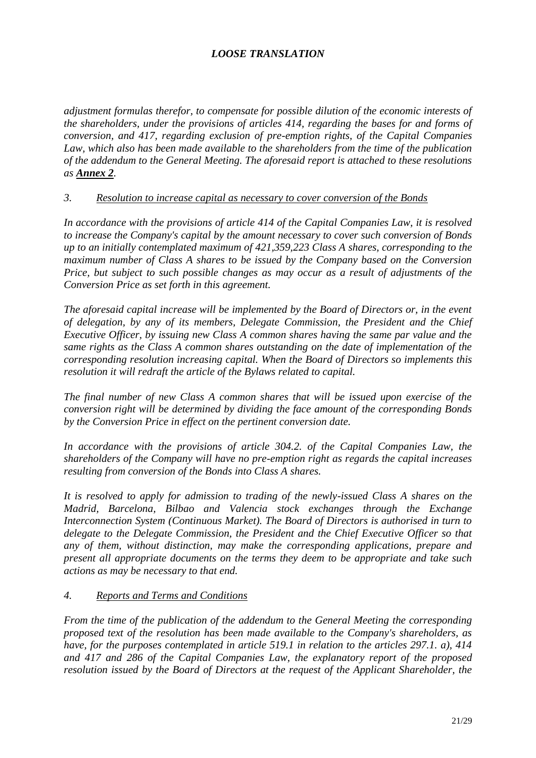*adjustment formulas therefor, to compensate for possible dilution of the economic interests of the shareholders, under the provisions of articles 414, regarding the bases for and forms of conversion, and 417, regarding exclusion of pre-emption rights, of the Capital Companies Law, which also has been made available to the shareholders from the time of the publication of the addendum to the General Meeting. The aforesaid report is attached to these resolutions as **Annex 2**.*

*3. Resolution to increase capital as necessary to cover conversion of the Bonds*

*In accordance with the provisions of article 414 of the Capital Companies Law, it is resolved to increase the Company's capital by the amount necessary to cover such conversion of Bonds up to an initially contemplated maximum of 421,359,223 Class A shares, corresponding to the maximum number of Class A shares to be issued by the Company based on the Conversion Price, but subject to such possible changes as may occur as a result of adjustments of the Conversion Price as set forth in this agreement.*

*The aforesaid capital increase will be implemented by the Board of Directors or, in the event of delegation, by any of its members, Delegate Commission, the President and the Chief Executive Officer, by issuing new Class A common shares having the same par value and the same rights as the Class A common shares outstanding on the date of implementation of the corresponding resolution increasing capital. When the Board of Directors so implements this resolution it will redraft the article of the Bylaws related to capital.*

*The final number of new Class A common shares that will be issued upon exercise of the conversion right will be determined by dividing the face amount of the corresponding Bonds by the Conversion Price in effect on the pertinent conversion date.*

*In accordance with the provisions of article 304.2. of the Capital Companies Law, the shareholders of the Company will have no pre-emption right as regards the capital increases resulting from conversion of the Bonds into Class A shares.*

*It is resolved to apply for admission to trading of the newly-issued Class A shares on the Madrid, Barcelona, Bilbao and Valencia stock exchanges through the Exchange Interconnection System (Continuous Market). The Board of Directors is authorised in turn to delegate to the Delegate Commission, the President and the Chief Executive Officer so that any of them, without distinction, may make the corresponding applications, prepare and present all appropriate documents on the terms they deem to be appropriate and take such actions as may be necessary to that end.*

*4. Reports and Terms and Conditions*

*From the time of the publication of the addendum to the General Meeting the corresponding proposed text of the resolution has been made available to the Company's shareholders, as have, for the purposes contemplated in article 519.1 in relation to the articles 297.1. a), 414 and 417 and 286 of the Capital Companies Law, the explanatory report of the proposed resolution issued by the Board of Directors at the request of the Applicant Shareholder, the*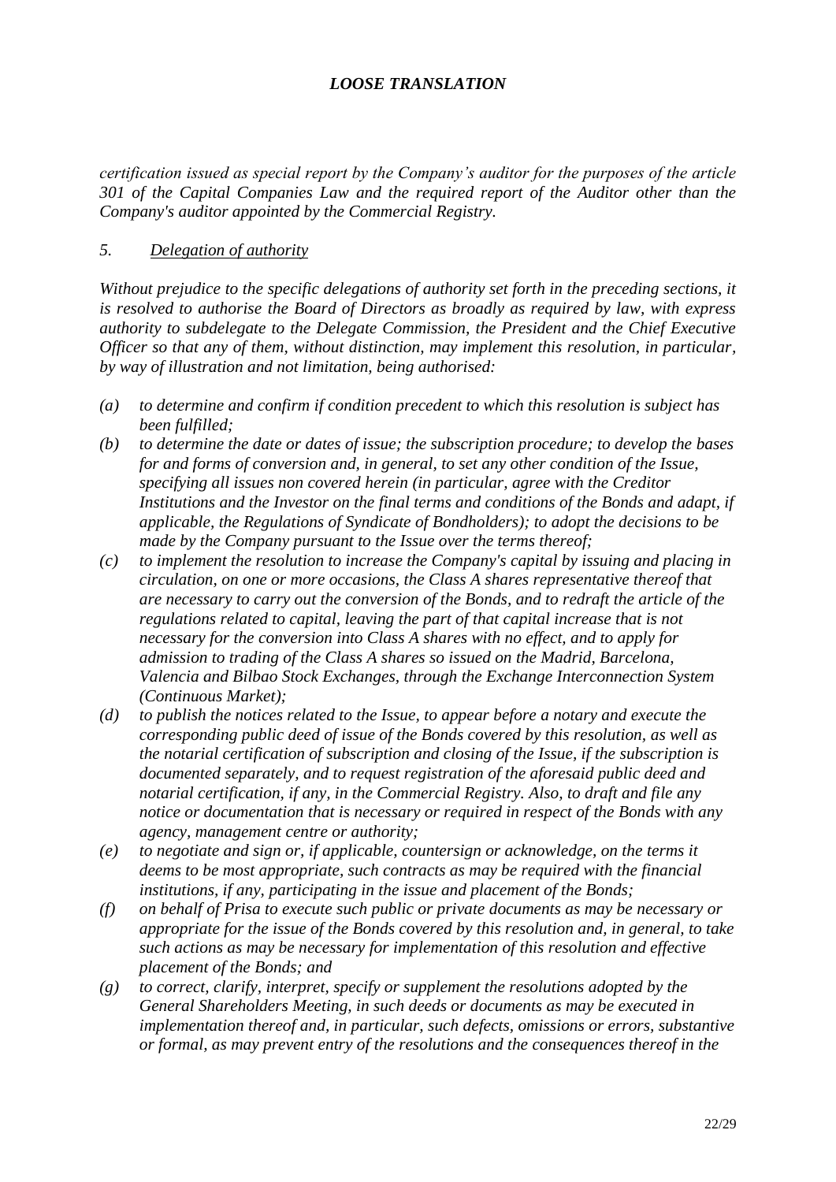***LOOSE TRANSLATION***

*certification issued as special report by the Company's auditor for the purposes of the article 301 of the Capital Companies Law and the required report of the Auditor other than the Company's auditor appointed by the Commercial Registry.*

*5. Delegation of authority*

*Without prejudice to the specific delegations of authority set forth in the preceding sections, it is resolved to authorise the Board of Directors as broadly as required by law, with express authority to subdelegate to the Delegate Commission, the President and the Chief Executive Officer so that any of them, without distinction, may implement this resolution, in particular, by way of illustration and not limitation, being authorised:*

- *(a) to determine and confirm if condition precedent to which this resolution is subject has been fulfilled;*
- *(b) to determine the date or dates of issue; the subscription procedure; to develop the bases for and forms of conversion and, in general, to set any other condition of the Issue, specifying all issues non covered herein (in particular, agree with the Creditor Institutions and the Investor on the final terms and conditions of the Bonds and adapt, if applicable, the Regulations of Syndicate of Bondholders); to adopt the decisions to be made by the Company pursuant to the Issue over the terms thereof;*
- *(c) to implement the resolution to increase the Company's capital by issuing and placing in circulation, on one or more occasions, the Class A shares representative thereof that are necessary to carry out the conversion of the Bonds, and to redraft the article of the regulations related to capital, leaving the part of that capital increase that is not necessary for the conversion into Class A shares with no effect, and to apply for admission to trading of the Class A shares so issued on the Madrid, Barcelona, Valencia and Bilbao Stock Exchanges, through the Exchange Interconnection System (Continuous Market);*
- *(d) to publish the notices related to the Issue, to appear before a notary and execute the corresponding public deed of issue of the Bonds covered by this resolution, as well as the notarial certification of subscription and closing of the Issue, if the subscription is documented separately, and to request registration of the aforesaid public deed and notarial certification, if any, in the Commercial Registry. Also, to draft and file any notice or documentation that is necessary or required in respect of the Bonds with any agency, management centre or authority;*
- *(e) to negotiate and sign or, if applicable, countersign or acknowledge, on the terms it deems to be most appropriate, such contracts as may be required with the financial institutions, if any, participating in the issue and placement of the Bonds;*
- *(f) on behalf of Prisa to execute such public or private documents as may be necessary or appropriate for the issue of the Bonds covered by this resolution and, in general, to take such actions as may be necessary for implementation of this resolution and effective placement of the Bonds; and*
- *(g) to correct, clarify, interpret, specify or supplement the resolutions adopted by the General Shareholders Meeting, in such deeds or documents as may be executed in implementation thereof and, in particular, such defects, omissions or errors, substantive or formal, as may prevent entry of the resolutions and the consequences thereof in the*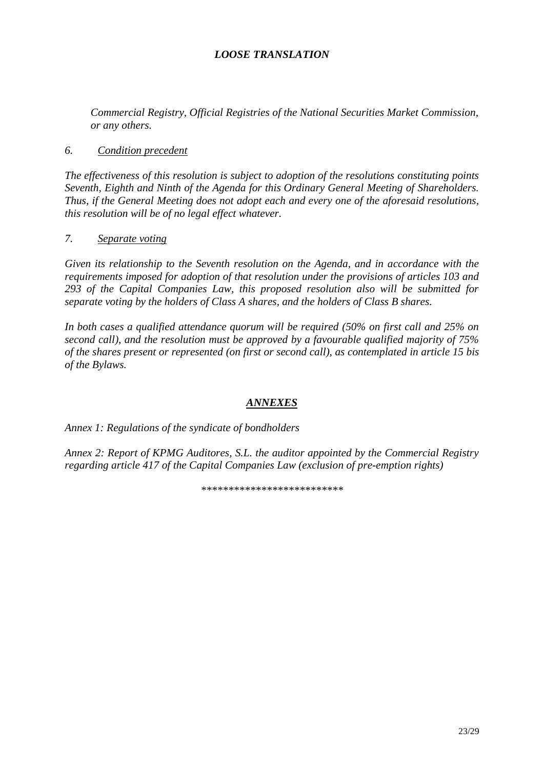*LOOSE TRANSLATION*

*Commercial Registry, Official Registries of the National Securities Market Commission, or any others.*

*6. Condition precedent*

*The effectiveness of this resolution is subject to adoption of the resolutions constituting points Seventh, Eighth and Ninth of the Agenda for this Ordinary General Meeting of Shareholders. Thus, if the General Meeting does not adopt each and every one of the aforesaid resolutions, this resolution will be of no legal effect whatever.*

*7. Separate voting*

*Given its relationship to the Seventh resolution on the Agenda, and in accordance with the requirements imposed for adoption of that resolution under the provisions of articles 103 and 293 of the Capital Companies Law, this proposed resolution also will be submitted for separate voting by the holders of Class A shares, and the holders of Class B shares.*

*In both cases a qualified attendance quorum will be required (50% on first call and 25% on second call), and the resolution must be approved by a favourable qualified majority of 75% of the shares present or represented (on first or second call), as contemplated in article 15 bis of the Bylaws.*

## ***ANNEXES***

*Annex 1: Regulations of the syndicate of bondholders*

*Annex 2: Report of KPMG Auditores, S.L. the auditor appointed by the Commercial Registry regarding article 417 of the Capital Companies Law (exclusion of pre-emption rights)*

*************************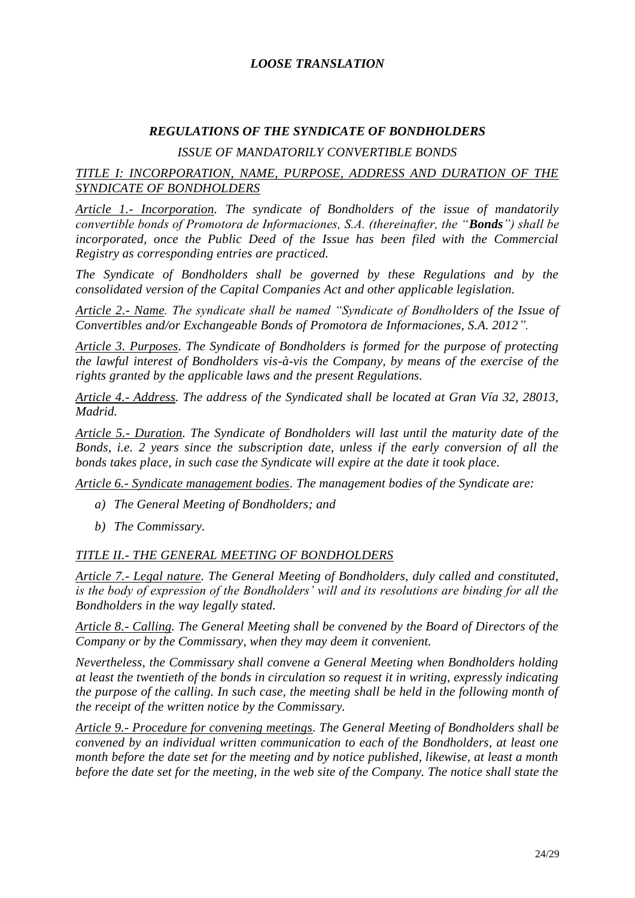*LOOSE TRANSLATION*

## *REGULATIONS OF THE SYNDICATE OF BONDHOLDERS*

*ISSUE OF MANDATORILY CONVERTIBLE BONDS*

### *TITLE I: INCORPORATION, NAME, PURPOSE, ADDRESS AND DURATION OF THE SYNDICATE OF BONDHOLDERS*

*Article 1.- Incorporation. The syndicate of Bondholders of the issue of mandatorily convertible bonds of Promotora de Informaciones, S.A. (thereinafter, the "**Bonds**") shall be incorporated, once the Public Deed of the Issue has been filed with the Commercial Registry as corresponding entries are practiced.*

*The Syndicate of Bondholders shall be governed by these Regulations and by the consolidated version of the Capital Companies Act and other applicable legislation.*

*Article 2.- Name. The syndicate shall be named "Syndicate of Bondholders of the Issue of Convertibles and/or Exchangeable Bonds of Promotora de Informaciones, S.A. 2012".*

*Article 3. Purposes. The Syndicate of Bondholders is formed for the purpose of protecting the lawful interest of Bondholders vis-à-vis the Company, by means of the exercise of the rights granted by the applicable laws and the present Regulations.*

*Article 4.- Address. The address of the Syndicated shall be located at Gran Vía 32, 28013, Madrid.*

*Article 5.- Duration. The Syndicate of Bondholders will last until the maturity date of the Bonds, i.e. 2 years since the subscription date, unless if the early conversion of all the bonds takes place, in such case the Syndicate will expire at the date it took place.*

*Article 6.- Syndicate management bodies. The management bodies of the Syndicate are:*

- *a) The General Meeting of Bondholders; and*
- *b) The Commissary.*

### *TITLE II.- THE GENERAL MEETING OF BONDHOLDERS*

*Article 7.- Legal nature. The General Meeting of Bondholders, duly called and constituted, is the body of expression of the Bondholders' will and its resolutions are binding for all the Bondholders in the way legally stated.*

*Article 8.- Calling. The General Meeting shall be convened by the Board of Directors of the Company or by the Commissary, when they may deem it convenient.*

*Nevertheless, the Commissary shall convene a General Meeting when Bondholders holding at least the twentieth of the bonds in circulation so request it in writing, expressly indicating the purpose of the calling. In such case, the meeting shall be held in the following month of the receipt of the written notice by the Commissary.*

*Article 9.- Procedure for convening meetings. The General Meeting of Bondholders shall be convened by an individual written communication to each of the Bondholders, at least one month before the date set for the meeting and by notice published, likewise, at least a month before the date set for the meeting, in the web site of the Company. The notice shall state the*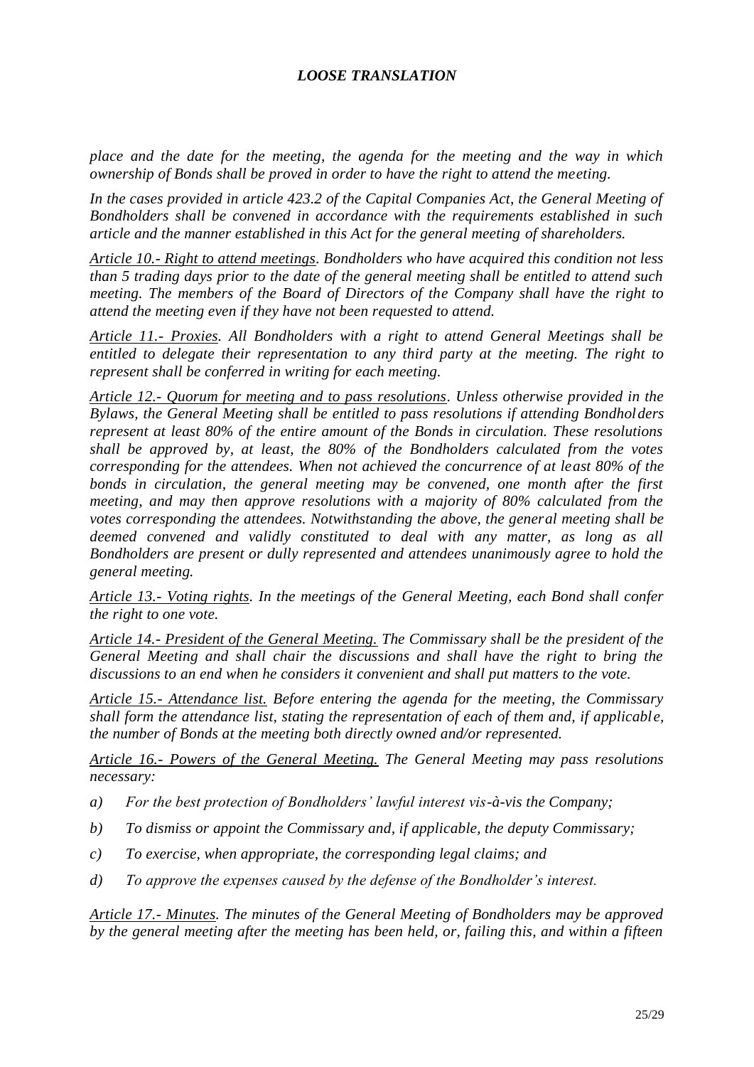*place and the date for the meeting, the agenda for the meeting and the way in which ownership of Bonds shall be proved in order to have the right to attend the meeting.*

*In the cases provided in article 423.2 of the Capital Companies Act, the General Meeting of Bondholders shall be convened in accordance with the requirements established in such article and the manner established in this Act for the general meeting of shareholders.*

*<u>Article 10.- Right to attend meetings</u>. Bondholders who have acquired this condition not less than 5 trading days prior to the date of the general meeting shall be entitled to attend such meeting. The members of the Board of Directors of the Company shall have the right to attend the meeting even if they have not been requested to attend.*

*<u>Article 11.- Proxies</u>. All Bondholders with a right to attend General Meetings shall be entitled to delegate their representation to any third party at the meeting. The right to represent shall be conferred in writing for each meeting.*

*<u>Article 12.- Quorum for meeting and to pass resolutions</u>. Unless otherwise provided in the Bylaws, the General Meeting shall be entitled to pass resolutions if attending Bondholders represent at least 80% of the entire amount of the Bonds in circulation. These resolutions shall be approved by, at least, the 80% of the Bondholders calculated from the votes corresponding for the attendees. When not achieved the concurrence of at least 80% of the bonds in circulation, the general meeting may be convened, one month after the first meeting, and may then approve resolutions with a majority of 80% calculated from the votes corresponding the attendees. Notwithstanding the above, the general meeting shall be deemed convened and validly constituted to deal with any matter, as long as all Bondholders are present or dully represented and attendees unanimously agree to hold the general meeting.*

*<u>Article 13.- Voting rights</u>. In the meetings of the General Meeting, each Bond shall confer the right to one vote.*

*<u>Article 14.- President of the General Meeting.</u> The Commissary shall be the president of the General Meeting and shall chair the discussions and shall have the right to bring the discussions to an end when he considers it convenient and shall put matters to the vote.*

*<u>Article 15.- Attendance list.</u> Before entering the agenda for the meeting, the Commissary shall form the attendance list, stating the representation of each of them and, if applicable, the number of Bonds at the meeting both directly owned and/or represented.*

*<u>Article 16.- Powers of the General Meeting.</u> The General Meeting may pass resolutions necessary:*

*a) For the best protection of Bondholders' lawful interest vis-à-vis the Company;*

*b) To dismiss or appoint the Commissary and, if applicable, the deputy Commissary;*

*c) To exercise, when appropriate, the corresponding legal claims; and*

*d) To approve the expenses caused by the defense of the Bondholder's interest.*

*<u>Article 17.- Minutes</u>. The minutes of the General Meeting of Bondholders may be approved by the general meeting after the meeting has been held, or, failing this, and within a fifteen*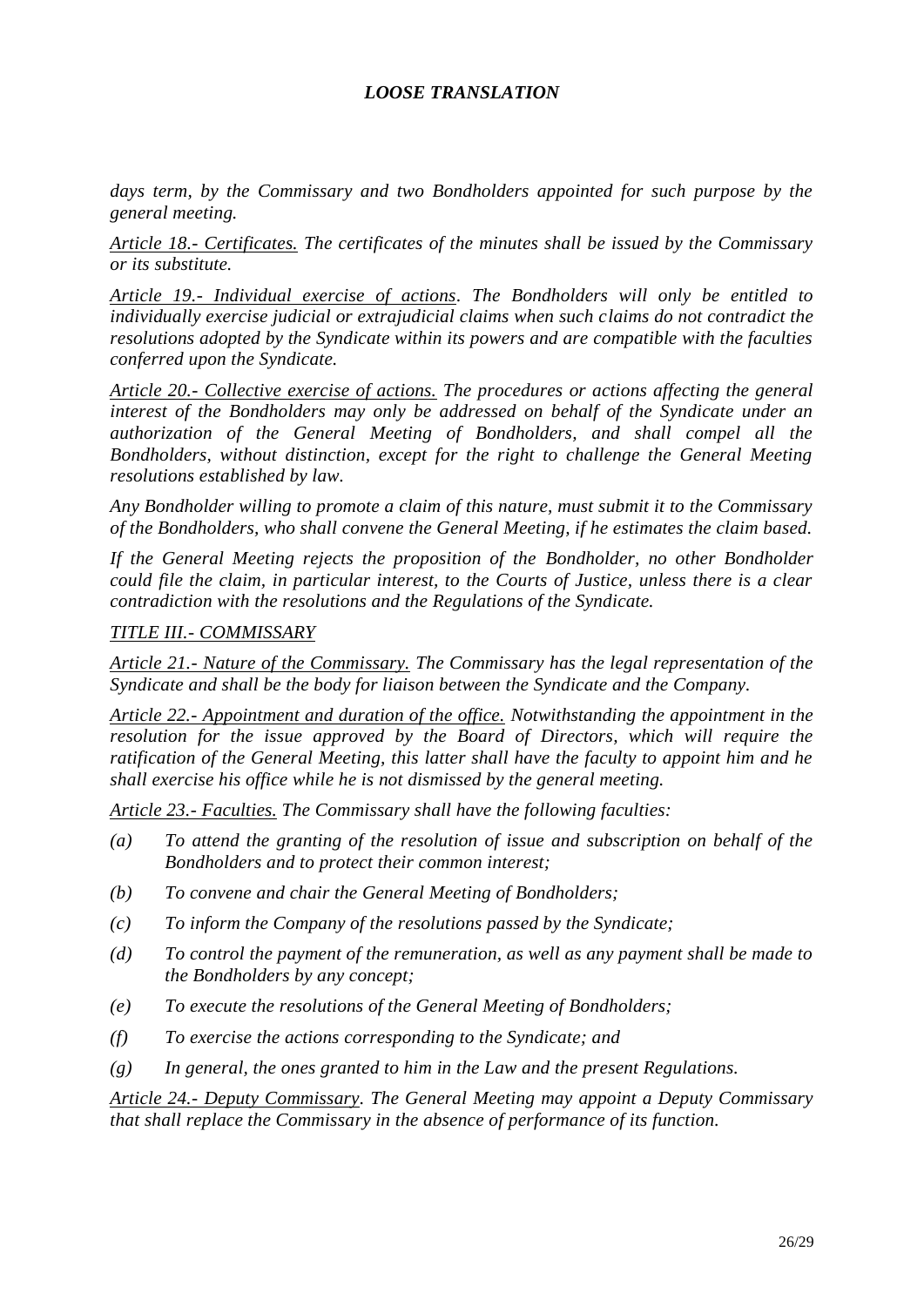***LOOSE TRANSLATION***

*days term, by the Commissary and two Bondholders appointed for such purpose by the general meeting.*

*<u>Article 18.- Certificates.</u> The certificates of the minutes shall be issued by the Commissary or its substitute.*

*<u>Article 19.- Individual exercise of actions</u>. The Bondholders will only be entitled to individually exercise judicial or extrajudicial claims when such claims do not contradict the resolutions adopted by the Syndicate within its powers and are compatible with the faculties conferred upon the Syndicate.*

*<u>Article 20.- Collective exercise of actions.</u> The procedures or actions affecting the general interest of the Bondholders may only be addressed on behalf of the Syndicate under an authorization of the General Meeting of Bondholders, and shall compel all the Bondholders, without distinction, except for the right to challenge the General Meeting resolutions established by law.*

*Any Bondholder willing to promote a claim of this nature, must submit it to the Commissary of the Bondholders, who shall convene the General Meeting, if he estimates the claim based.*

*If the General Meeting rejects the proposition of the Bondholder, no other Bondholder could file the claim, in particular interest, to the Courts of Justice, unless there is a clear contradiction with the resolutions and the Regulations of the Syndicate.*

*<u>TITLE III.- COMMISSARY</u>*

*<u>Article 21.- Nature of the Commissary.</u> The Commissary has the legal representation of the Syndicate and shall be the body for liaison between the Syndicate and the Company.*

*<u>Article 22.- Appointment and duration of the office.</u> Notwithstanding the appointment in the resolution for the issue approved by the Board of Directors, which will require the ratification of the General Meeting, this latter shall have the faculty to appoint him and he shall exercise his office while he is not dismissed by the general meeting.*

*<u>Article 23.- Faculties.</u> The Commissary shall have the following faculties:*

- *(a) To attend the granting of the resolution of issue and subscription on behalf of the Bondholders and to protect their common interest;*
- *(b) To convene and chair the General Meeting of Bondholders;*
- *(c) To inform the Company of the resolutions passed by the Syndicate;*
- *(d) To control the payment of the remuneration, as well as any payment shall be made to the Bondholders by any concept;*
- *(e) To execute the resolutions of the General Meeting of Bondholders;*
- *(f) To exercise the actions corresponding to the Syndicate; and*
- *(g) In general, the ones granted to him in the Law and the present Regulations.*

*<u>Article 24.- Deputy Commissary</u>. The General Meeting may appoint a Deputy Commissary that shall replace the Commissary in the absence of performance of its function.*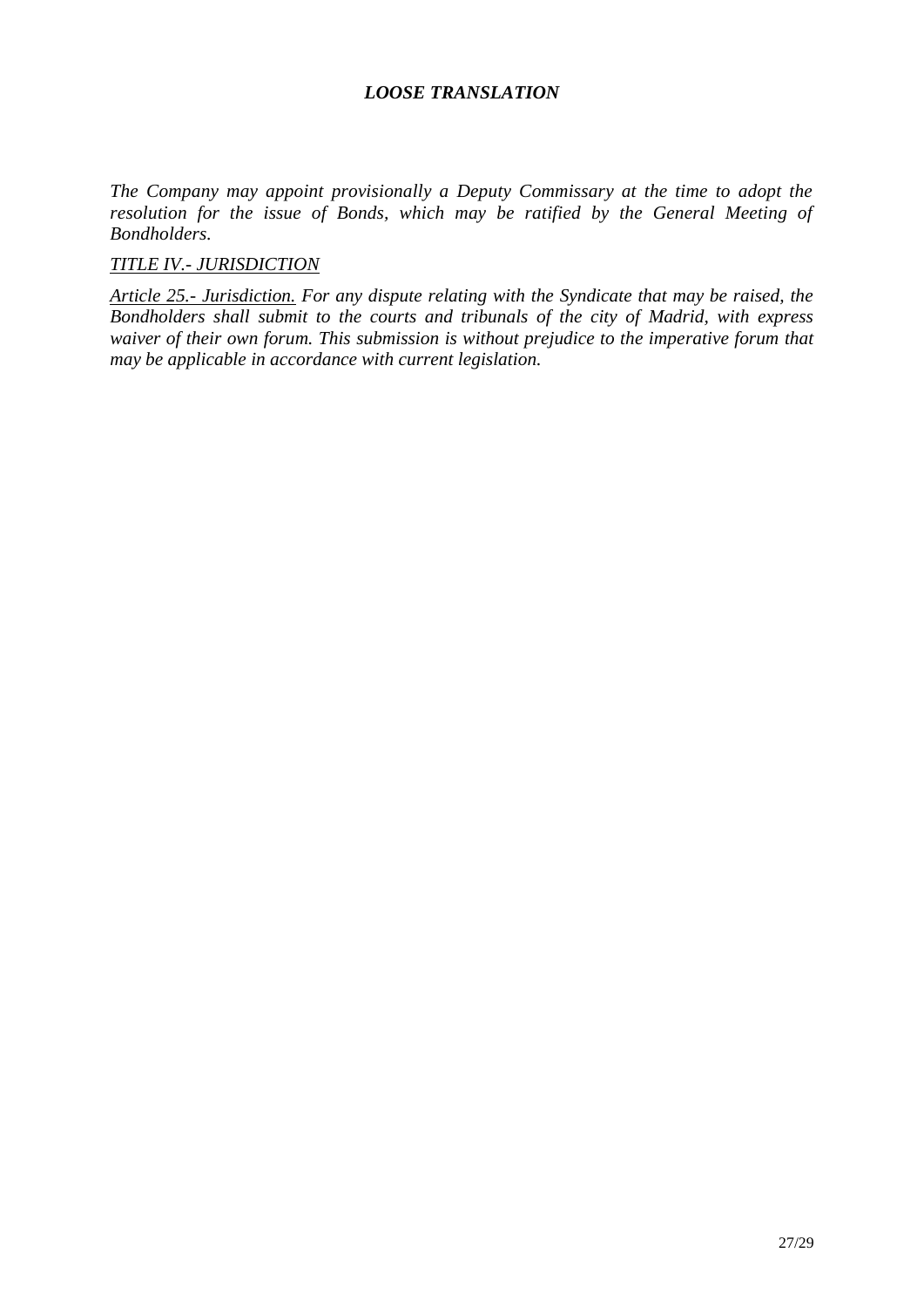***LOOSE TRANSLATION***

*The Company may appoint provisionally a Deputy Commissary at the time to adopt the resolution for the issue of Bonds, which may be ratified by the General Meeting of Bondholders.*

*TITLE IV.- JURISDICTION*

*Article 25.- Jurisdiction. For any dispute relating with the Syndicate that may be raised, the Bondholders shall submit to the courts and tribunals of the city of Madrid, with express waiver of their own forum. This submission is without prejudice to the imperative forum that may be applicable in accordance with current legislation.*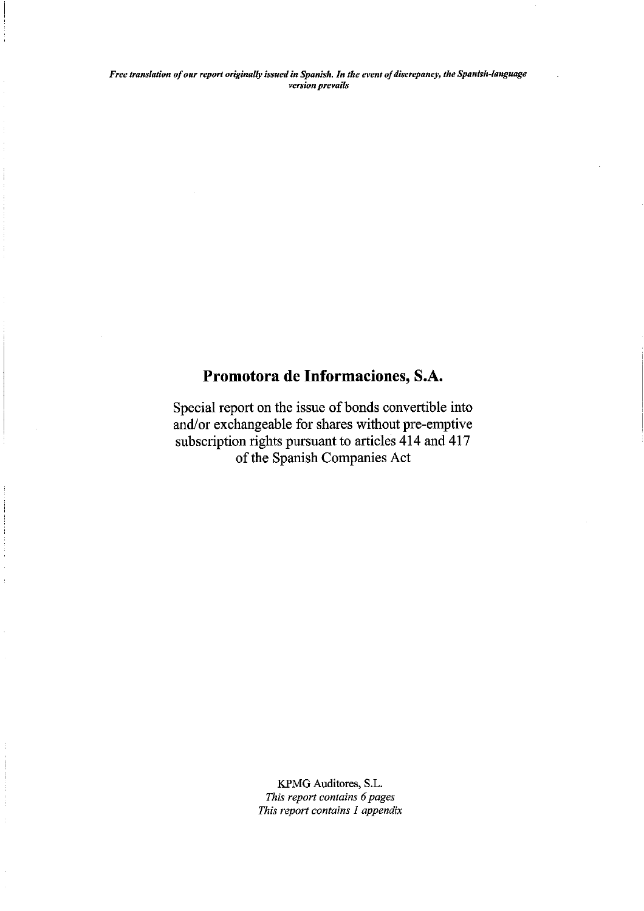*Free translation of our report originally issued in Spanish. In the event of discrepancy, the Spanish-language version prevails*

# Promotora de Informaciones, S.A.

Special report on the issue of bonds convertible into and/or exchangeable for shares without pre-emptive subscription rights pursuant to articles 414 and 417 of the Spanish Companies Act

KPMG Auditores, S.L.
*This report contains 6 pages*
*This report contains 1 appendix*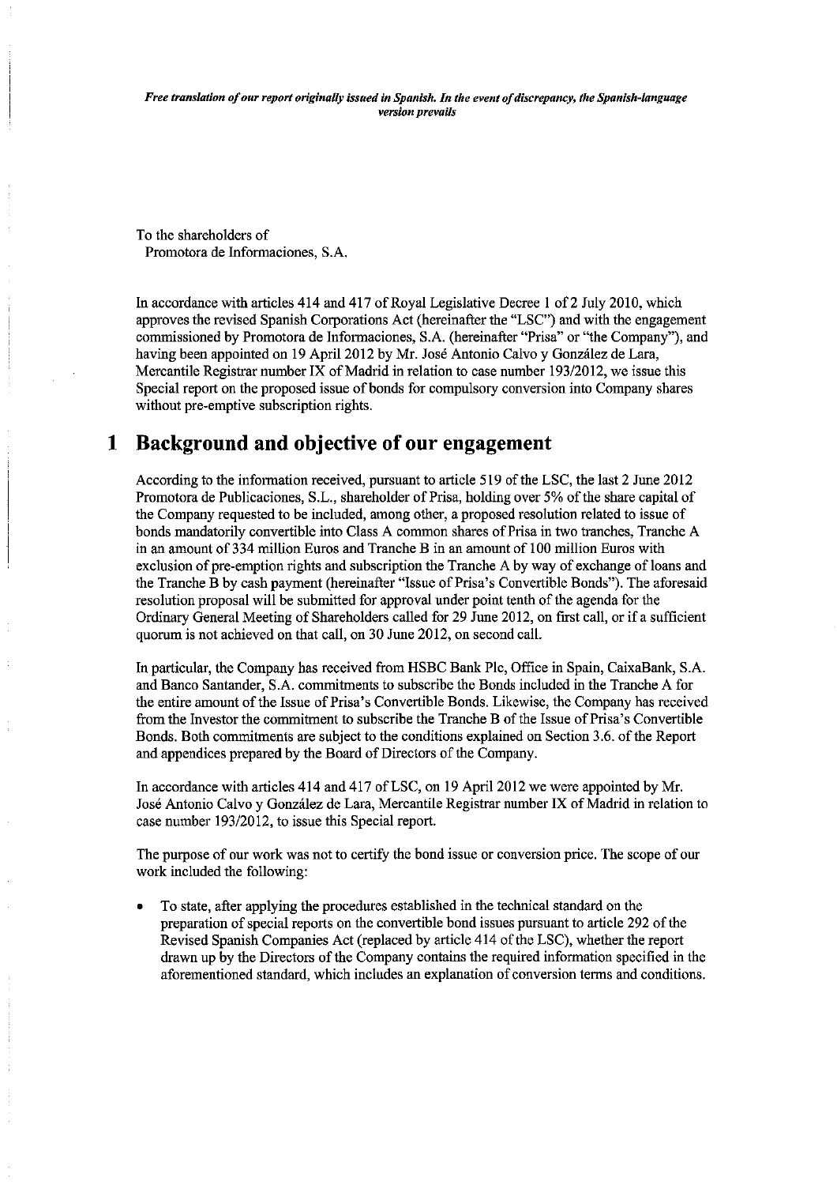*Free translation of our report originally issued in Spanish. In the event of discrepancy, the Spanish-language version prevails*

To the shareholders of
Promotora de Informaciones, S.A.

In accordance with articles 414 and 417 of Royal Legislative Decree 1 of 2 July 2010, which approves the revised Spanish Corporations Act (hereinafter the "LSC") and with the engagement commissioned by Promotora de Informaciones, S.A. (hereinafter "Prisa" or "the Company"), and having been appointed on 19 April 2012 by Mr. José Antonio Calvo y González de Lara, Mercantile Registrar number IX of Madrid in relation to case number 193/2012, we issue this Special report on the proposed issue of bonds for compulsory conversion into Company shares without pre-emptive subscription rights.

# 1 Background and objective of our engagement

According to the information received, pursuant to article 519 of the LSC, the last 2 June 2012 Promotora de Publicaciones, S.L., shareholder of Prisa, holding over 5% of the share capital of the Company requested to be included, among other, a proposed resolution related to issue of bonds mandatorily convertible into Class A common shares of Prisa in two tranches, Tranche A in an amount of 334 million Euros and Tranche B in an amount of 100 million Euros with exclusion of pre-emption rights and subscription the Tranche A by way of exchange of loans and the Tranche B by cash payment (hereinafter "Issue of Prisa's Convertible Bonds"). The aforesaid resolution proposal will be submitted for approval under point tenth of the agenda for the Ordinary General Meeting of Shareholders called for 29 June 2012, on first call, or if a sufficient quorum is not achieved on that call, on 30 June 2012, on second call.

In particular, the Company has received from HSBC Bank Plc, Office in Spain, CaixaBank, S.A. and Banco Santander, S.A. commitments to subscribe the Bonds included in the Tranche A for the entire amount of the Issue of Prisa's Convertible Bonds. Likewise, the Company has received from the Investor the commitment to subscribe the Tranche B of the Issue of Prisa's Convertible Bonds. Both commitments are subject to the conditions explained on Section 3.6. of the Report and appendices prepared by the Board of Directors of the Company.

In accordance with articles 414 and 417 of LSC, on 19 April 2012 we were appointed by Mr. José Antonio Calvo y González de Lara, Mercantile Registrar number IX of Madrid in relation to case number 193/2012, to issue this Special report.

The purpose of our work was not to certify the bond issue or conversion price. The scope of our work included the following:

- To state, after applying the procedures established in the technical standard on the preparation of special reports on the convertible bond issues pursuant to article 292 of the Revised Spanish Companies Act (replaced by article 414 of the LSC), whether the report drawn up by the Directors of the Company contains the required information specified in the aforementioned standard, which includes an explanation of conversion terms and conditions.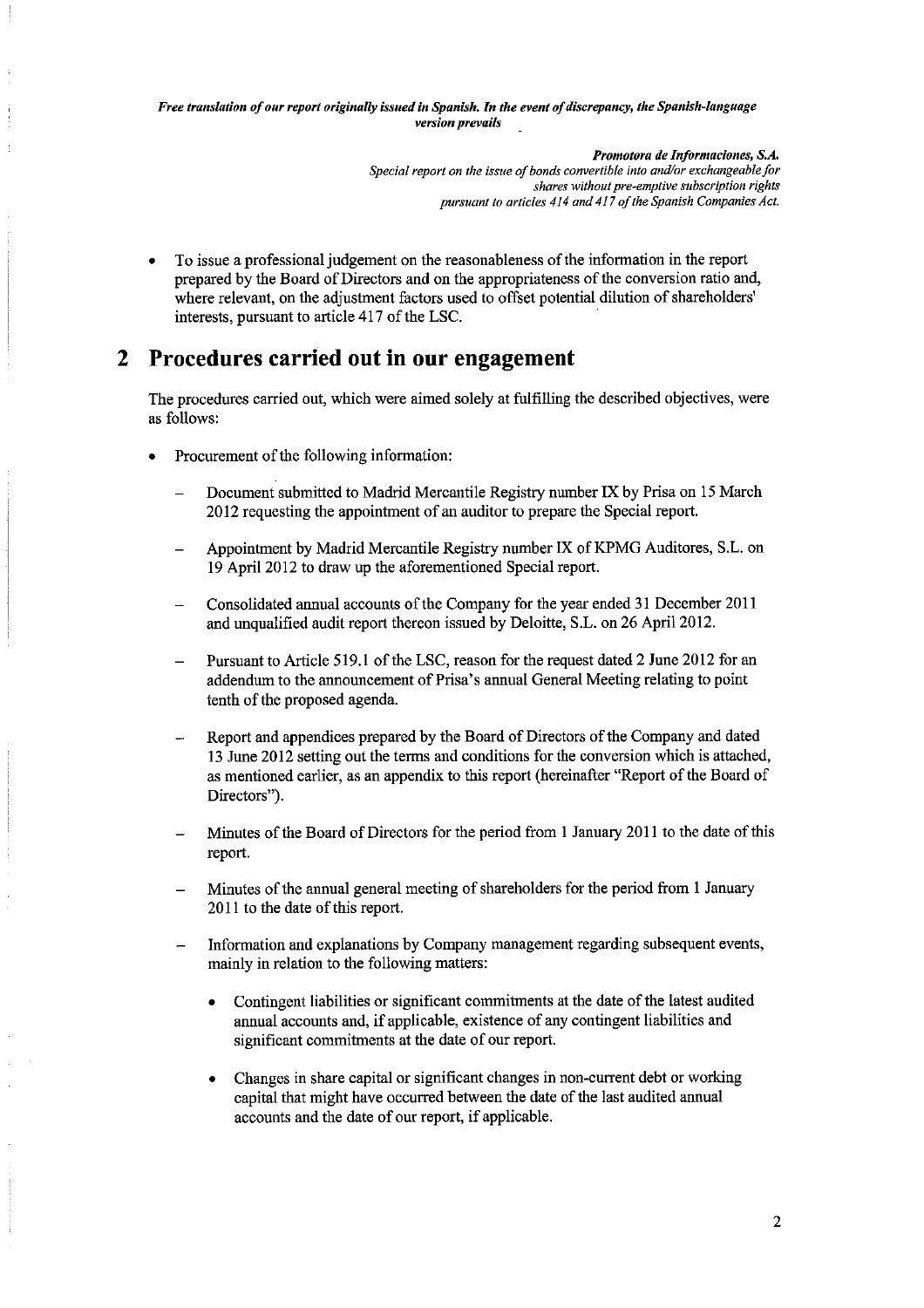- To issue a professional judgement on the reasonableness of the information in the report prepared by the Board of Directors and on the appropriateness of the conversion ratio and, where relevant, on the adjustment factors used to offset potential dilution of shareholders' interests, pursuant to article 417 of the LSC.

## 2 Procedures carried out in our engagement

The procedures carried out, which were aimed solely at fulfilling the described objectives, were as follows:

- Procurement of the following information:
  - Document submitted to Madrid Mercantile Registry number IX by Prisa on 15 March 2012 requesting the appointment of an auditor to prepare the Special report.
  - Appointment by Madrid Mercantile Registry number IX of KPMG Auditores, S.L. on 19 April 2012 to draw up the aforementioned Special report.
  - Consolidated annual accounts of the Company for the year ended 31 December 2011 and unqualified audit report thereon issued by Deloitte, S.L. on 26 April 2012.
  - Pursuant to Article 519.1 of the LSC, reason for the request dated 2 June 2012 for an addendum to the announcement of Prisa's annual General Meeting relating to point tenth of the proposed agenda.
  - Report and appendices prepared by the Board of Directors of the Company and dated 13 June 2012 setting out the terms and conditions for the conversion which is attached, as mentioned earlier, as an appendix to this report (hereinafter "Report of the Board of Directors").
  - Minutes of the Board of Directors for the period from 1 January 2011 to the date of this report.
  - Minutes of the annual general meeting of shareholders for the period from 1 January 2011 to the date of this report.
  - Information and explanations by Company management regarding subsequent events, mainly in relation to the following matters:
    - Contingent liabilities or significant commitments at the date of the latest audited annual accounts and, if applicable, existence of any contingent liabilities and significant commitments at the date of our report.
    - Changes in share capital or significant changes in non-current debt or working capital that might have occurred between the date of the last audited annual accounts and the date of our report, if applicable.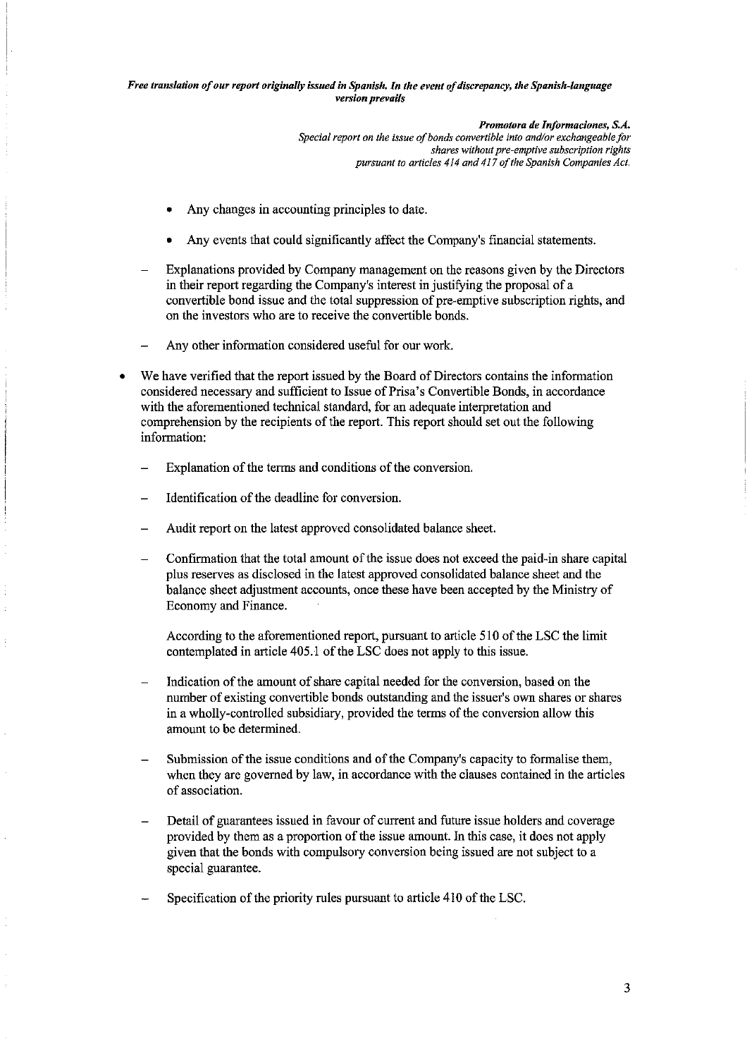- Any changes in accounting principles to date.

- Any events that could significantly affect the Company's financial statements.

– Explanations provided by Company management on the reasons given by the Directors in their report regarding the Company's interest in justifying the proposal of a convertible bond issue and the total suppression of pre-emptive subscription rights, and on the investors who are to receive the convertible bonds.

– Any other information considered useful for our work.

- We have verified that the report issued by the Board of Directors contains the information considered necessary and sufficient to Issue of Prisa's Convertible Bonds, in accordance with the aforementioned technical standard, for an adequate interpretation and comprehension by the recipients of the report. This report should set out the following information:

  – Explanation of the terms and conditions of the conversion.

  – Identification of the deadline for conversion.

  – Audit report on the latest approved consolidated balance sheet.

  – Confirmation that the total amount of the issue does not exceed the paid-in share capital plus reserves as disclosed in the latest approved consolidated balance sheet and the balance sheet adjustment accounts, once these have been accepted by the Ministry of Economy and Finance.

    According to the aforementioned report, pursuant to article 510 of the LSC the limit contemplated in article 405.1 of the LSC does not apply to this issue.

  – Indication of the amount of share capital needed for the conversion, based on the number of existing convertible bonds outstanding and the issuer's own shares or shares in a wholly-controlled subsidiary, provided the terms of the conversion allow this amount to be determined.

  – Submission of the issue conditions and of the Company's capacity to formalise them, when they are governed by law, in accordance with the clauses contained in the articles of association.

  – Detail of guarantees issued in favour of current and future issue holders and coverage provided by them as a proportion of the issue amount. In this case, it does not apply given that the bonds with compulsory conversion being issued are not subject to a special guarantee.

  – Specification of the priority rules pursuant to article 410 of the LSC.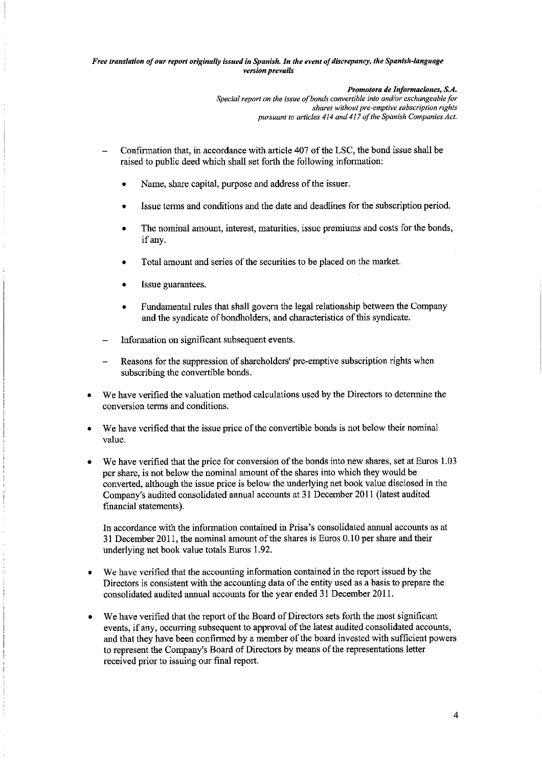- Confirmation that, in accordance with article 407 of the LSC, the bond issue shall be raised to public deed which shall set forth the following information:

    - Name, share capital, purpose and address of the issuer.
    - Issue terms and conditions and the date and deadlines for the subscription period.
    - The nominal amount, interest, maturities, issue premiums and costs for the bonds, if any.
    - Total amount and series of the securities to be placed on the market.
    - Issue guarantees.
    - Fundamental rules that shall govern the legal relationship between the Company and the syndicate of bondholders, and characteristics of this syndicate.

- Information on significant subsequent events.
- Reasons for the suppression of shareholders' pre-emptive subscription rights when subscribing the convertible bonds.

- We have verified the valuation method calculations used by the Directors to determine the conversion terms and conditions.

- We have verified that the issue price of the convertible bonds is not below their nominal value.

- We have verified that the price for conversion of the bonds into new shares, set at Euros 1.03 per share, is not below the nominal amount of the shares into which they would be converted, although the issue price is below the underlying net book value disclosed in the Company's audited consolidated annual accounts at 31 December 2011 (latest audited financial statements).

  In accordance with the information contained in Prisa's consolidated annual accounts as at 31 December 2011, the nominal amount of the shares is Euros 0.10 per share and their underlying net book value totals Euros 1.92.

- We have verified that the accounting information contained in the report issued by the Directors is consistent with the accounting data of the entity used as a basis to prepare the consolidated audited annual accounts for the year ended 31 December 2011.

- We have verified that the report of the Board of Directors sets forth the most significant events, if any, occurring subsequent to approval of the latest audited consolidated accounts, and that they have been confirmed by a member of the board invested with sufficient powers to represent the Company's Board of Directors by means of the representations letter received prior to issuing our final report.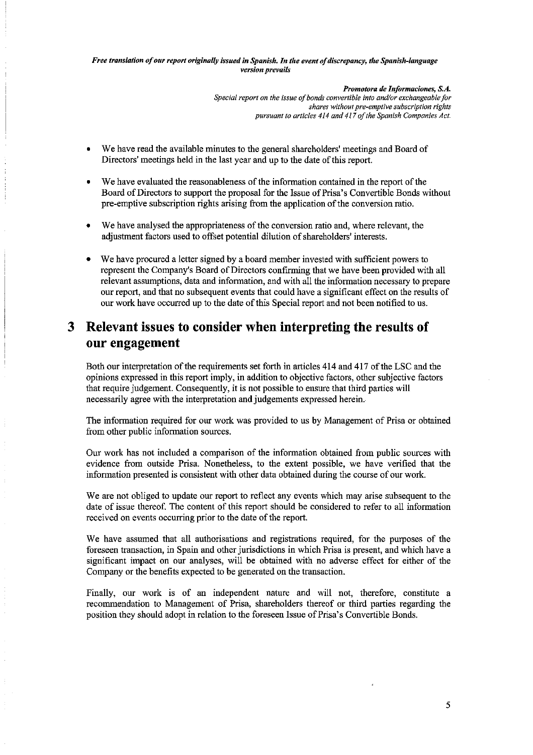- We have read the available minutes to the general shareholders' meetings and Board of Directors' meetings held in the last year and up to the date of this report.
- We have evaluated the reasonableness of the information contained in the report of the Board of Directors to support the proposal for the Issue of Prisa's Convertible Bonds without pre-emptive subscription rights arising from the application of the conversion ratio.
- We have analysed the appropriateness of the conversion ratio and, where relevant, the adjustment factors used to offset potential dilution of shareholders' interests.
- We have procured a letter signed by a board member invested with sufficient powers to represent the Company's Board of Directors confirming that we have been provided with all relevant assumptions, data and information, and with all the information necessary to prepare our report, and that no subsequent events that could have a significant effect on the results of our work have occurred up to the date of this Special report and not been notified to us.

# 3 Relevant issues to consider when interpreting the results of our engagement

Both our interpretation of the requirements set forth in articles 414 and 417 of the LSC and the opinions expressed in this report imply, in addition to objective factors, other subjective factors that require judgement. Consequently, it is not possible to ensure that third parties will necessarily agree with the interpretation and judgements expressed herein.

The information required for our work was provided to us by Management of Prisa or obtained from other public information sources.

Our work has not included a comparison of the information obtained from public sources with evidence from outside Prisa. Nonetheless, to the extent possible, we have verified that the information presented is consistent with other data obtained during the course of our work.

We are not obliged to update our report to reflect any events which may arise subsequent to the date of issue thereof. The content of this report should be considered to refer to all information received on events occurring prior to the date of the report.

We have assumed that all authorisations and registrations required, for the purposes of the foreseen transaction, in Spain and other jurisdictions in which Prisa is present, and which have a significant impact on our analyses, will be obtained with no adverse effect for either of the Company or the benefits expected to be generated on the transaction.

Finally, our work is of an independent nature and will not, therefore, constitute a recommendation to Management of Prisa, shareholders thereof or third parties regarding the position they should adopt in relation to the foreseen Issue of Prisa's Convertible Bonds.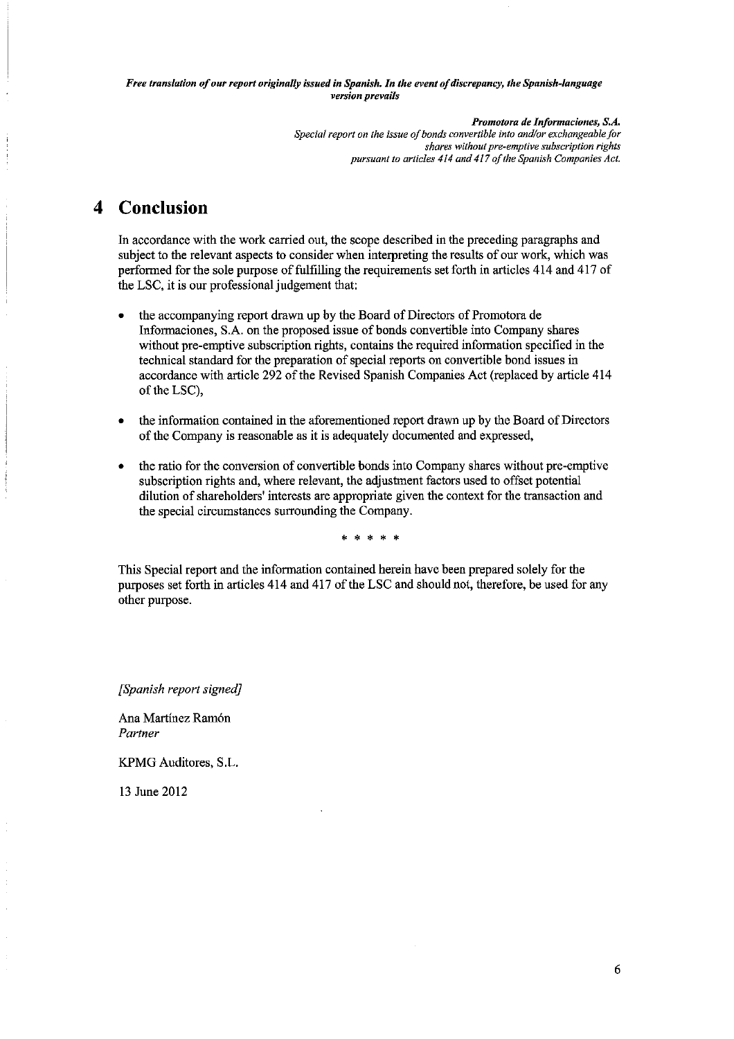*Free translation of our report originally issued in Spanish. In the event of discrepancy, the Spanish-language version prevails*

***Promotora de Informaciones, S.A.***
*Special report on the issue of bonds convertible into and/or exchangeable for shares without pre-emptive subscription rights pursuant to articles 414 and 417 of the Spanish Companies Act.*

# 4 Conclusion

In accordance with the work carried out, the scope described in the preceding paragraphs and subject to the relevant aspects to consider when interpreting the results of our work, which was performed for the sole purpose of fulfilling the requirements set forth in articles 414 and 417 of the LSC, it is our professional judgement that:

- the accompanying report drawn up by the Board of Directors of Promotora de Informaciones, S.A. on the proposed issue of bonds convertible into Company shares without pre-emptive subscription rights, contains the required information specified in the technical standard for the preparation of special reports on convertible bond issues in accordance with article 292 of the Revised Spanish Companies Act (replaced by article 414 of the LSC),
- the information contained in the aforementioned report drawn up by the Board of Directors of the Company is reasonable as it is adequately documented and expressed,
- the ratio for the conversion of convertible bonds into Company shares without pre-emptive subscription rights and, where relevant, the adjustment factors used to offset potential dilution of shareholders' interests are appropriate given the context for the transaction and the special circumstances surrounding the Company.

\* \* \* \* \*

This Special report and the information contained herein have been prepared solely for the purposes set forth in articles 414 and 417 of the LSC and should not, therefore, be used for any other purpose.

*[Spanish report signed]*

Ana Martínez Ramón
*Partner*

KPMG Auditores, S.L.

13 June 2012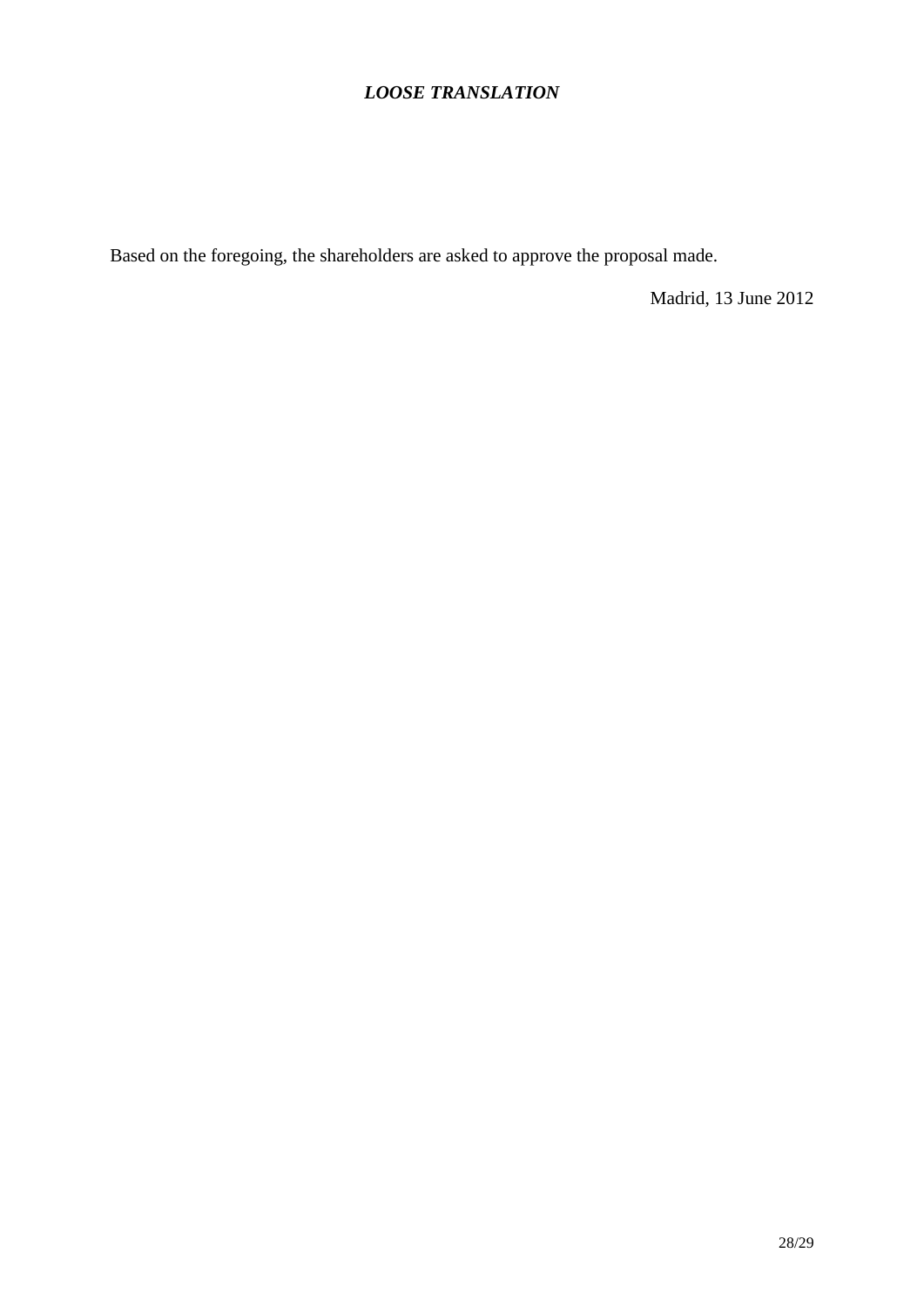Based on the foregoing, the shareholders are asked to approve the proposal made.

Madrid, 13 June 2012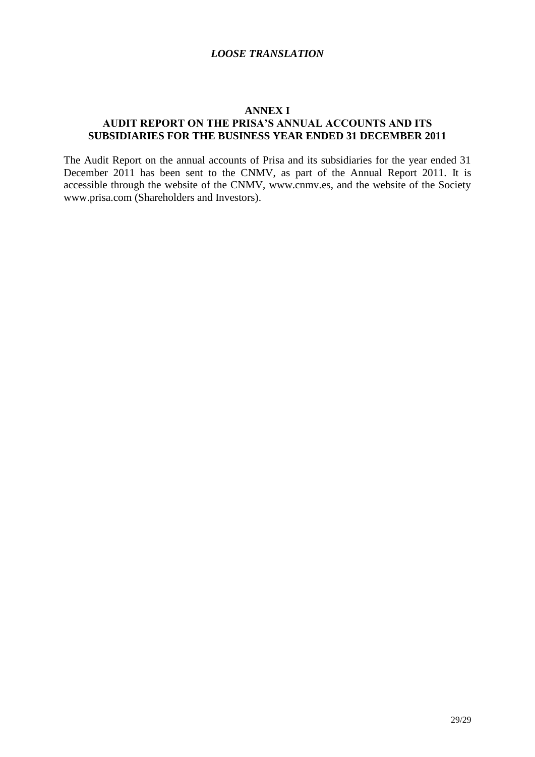*LOOSE TRANSLATION*

## ANNEX I

## AUDIT REPORT ON THE PRISA'S ANNUAL ACCOUNTS AND ITS SUBSIDIARIES FOR THE BUSINESS YEAR ENDED 31 DECEMBER 2011

The Audit Report on the annual accounts of Prisa and its subsidiaries for the year ended 31 December 2011 has been sent to the CNMV, as part of the Annual Report 2011. It is accessible through the website of the CNMV, www.cnmv.es, and the website of the Society www.prisa.com (Shareholders and Investors).